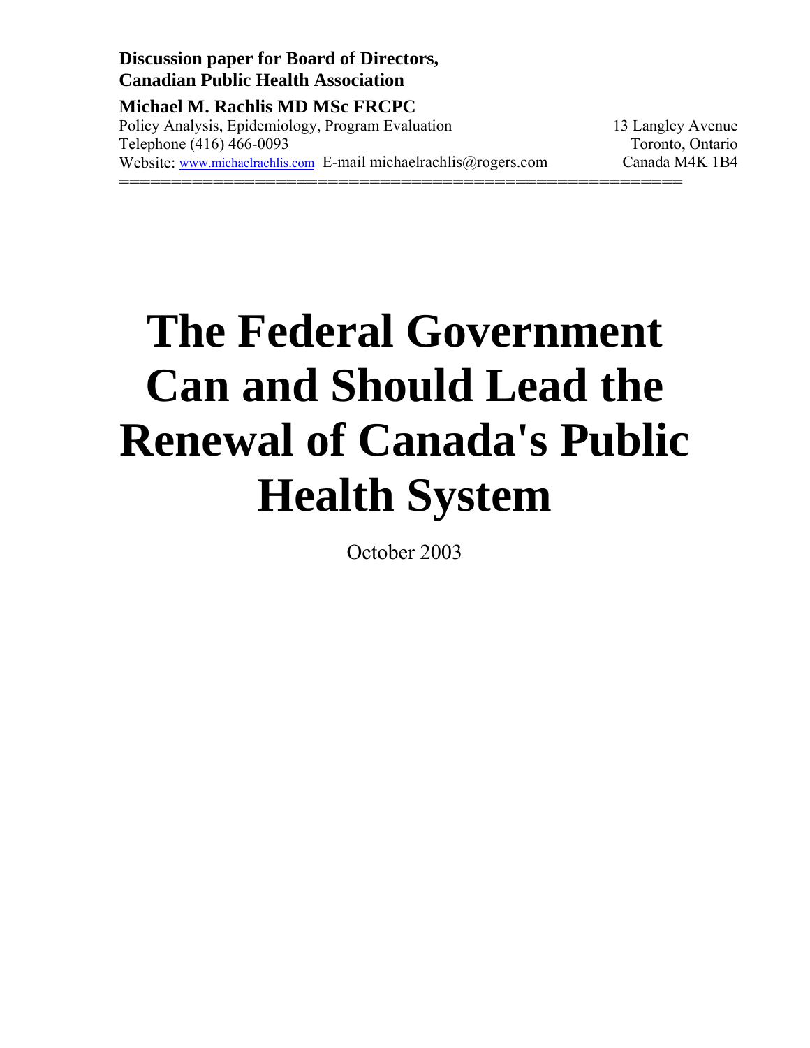**Discussion paper for Board of Directors,**
**Canadian Public Health Association**

**Michael M. Rachlis MD MSc FRCPC**

Policy Analysis, Epidemiology, Program Evaluation
Telephone (416) 466-0093
Website: www.michaelrachlis.com E-mail michaelrachlis@rogers.com

13 Langley Avenue
Toronto, Ontario
Canada M4K 1B4

---

# The Federal Government Can and Should Lead the Renewal of Canada's Public Health System

October 2003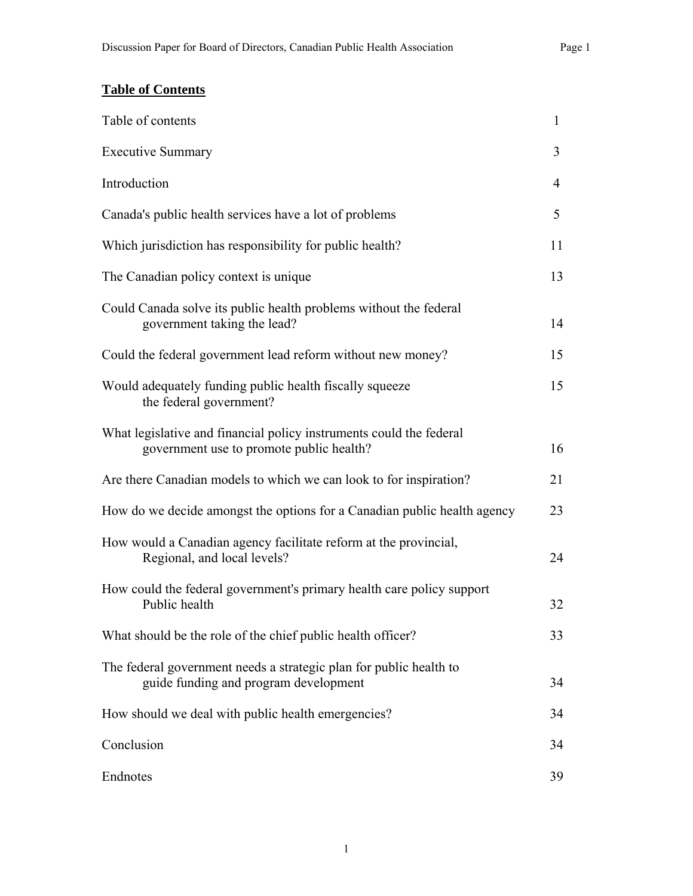## Table of Contents

| | |
|---|---|
| Table of contents | 1 |
| Executive Summary | 3 |
| Introduction | 4 |
| Canada's public health services have a lot of problems | 5 |
| Which jurisdiction has responsibility for public health? | 11 |
| The Canadian policy context is unique | 13 |
| Could Canada solve its public health problems without the federal government taking the lead? | 14 |
| Could the federal government lead reform without new money? | 15 |
| Would adequately funding public health fiscally squeeze the federal government? | 15 |
| What legislative and financial policy instruments could the federal government use to promote public health? | 16 |
| Are there Canadian models to which we can look to for inspiration? | 21 |
| How do we decide amongst the options for a Canadian public health agency | 23 |
| How would a Canadian agency facilitate reform at the provincial, Regional, and local levels? | 24 |
| How could the federal government's primary health care policy support Public health | 32 |
| What should be the role of the chief public health officer? | 33 |
| The federal government needs a strategic plan for public health to guide funding and program development | 34 |
| How should we deal with public health emergencies? | 34 |
| Conclusion | 34 |
| Endnotes | 39 |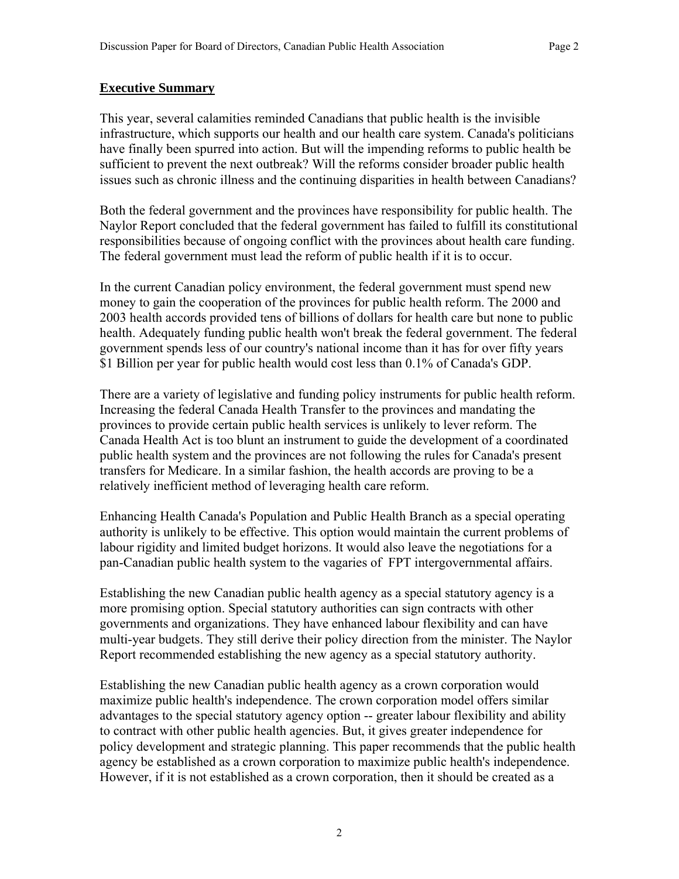## Executive Summary

This year, several calamities reminded Canadians that public health is the invisible infrastructure, which supports our health and our health care system. Canada's politicians have finally been spurred into action. But will the impending reforms to public health be sufficient to prevent the next outbreak? Will the reforms consider broader public health issues such as chronic illness and the continuing disparities in health between Canadians?

Both the federal government and the provinces have responsibility for public health. The Naylor Report concluded that the federal government has failed to fulfill its constitutional responsibilities because of ongoing conflict with the provinces about health care funding. The federal government must lead the reform of public health if it is to occur.

In the current Canadian policy environment, the federal government must spend new money to gain the cooperation of the provinces for public health reform. The 2000 and 2003 health accords provided tens of billions of dollars for health care but none to public health. Adequately funding public health won't break the federal government. The federal government spends less of our country's national income than it has for over fifty years $1 Billion per year for public health would cost less than 0.1% of Canada's GDP.

There are a variety of legislative and funding policy instruments for public health reform. Increasing the federal Canada Health Transfer to the provinces and mandating the provinces to provide certain public health services is unlikely to lever reform. The Canada Health Act is too blunt an instrument to guide the development of a coordinated public health system and the provinces are not following the rules for Canada's present transfers for Medicare. In a similar fashion, the health accords are proving to be a relatively inefficient method of leveraging health care reform.

Enhancing Health Canada's Population and Public Health Branch as a special operating authority is unlikely to be effective. This option would maintain the current problems of labour rigidity and limited budget horizons. It would also leave the negotiations for a pan-Canadian public health system to the vagaries of FPT intergovernmental affairs.

Establishing the new Canadian public health agency as a special statutory agency is a more promising option. Special statutory authorities can sign contracts with other governments and organizations. They have enhanced labour flexibility and can have multi-year budgets. They still derive their policy direction from the minister. The Naylor Report recommended establishing the new agency as a special statutory authority.

Establishing the new Canadian public health agency as a crown corporation would maximize public health's independence. The crown corporation model offers similar advantages to the special statutory agency option -- greater labour flexibility and ability to contract with other public health agencies. But, it gives greater independence for policy development and strategic planning. This paper recommends that the public health agency be established as a crown corporation to maximize public health's independence. However, if it is not established as a crown corporation, then it should be created as a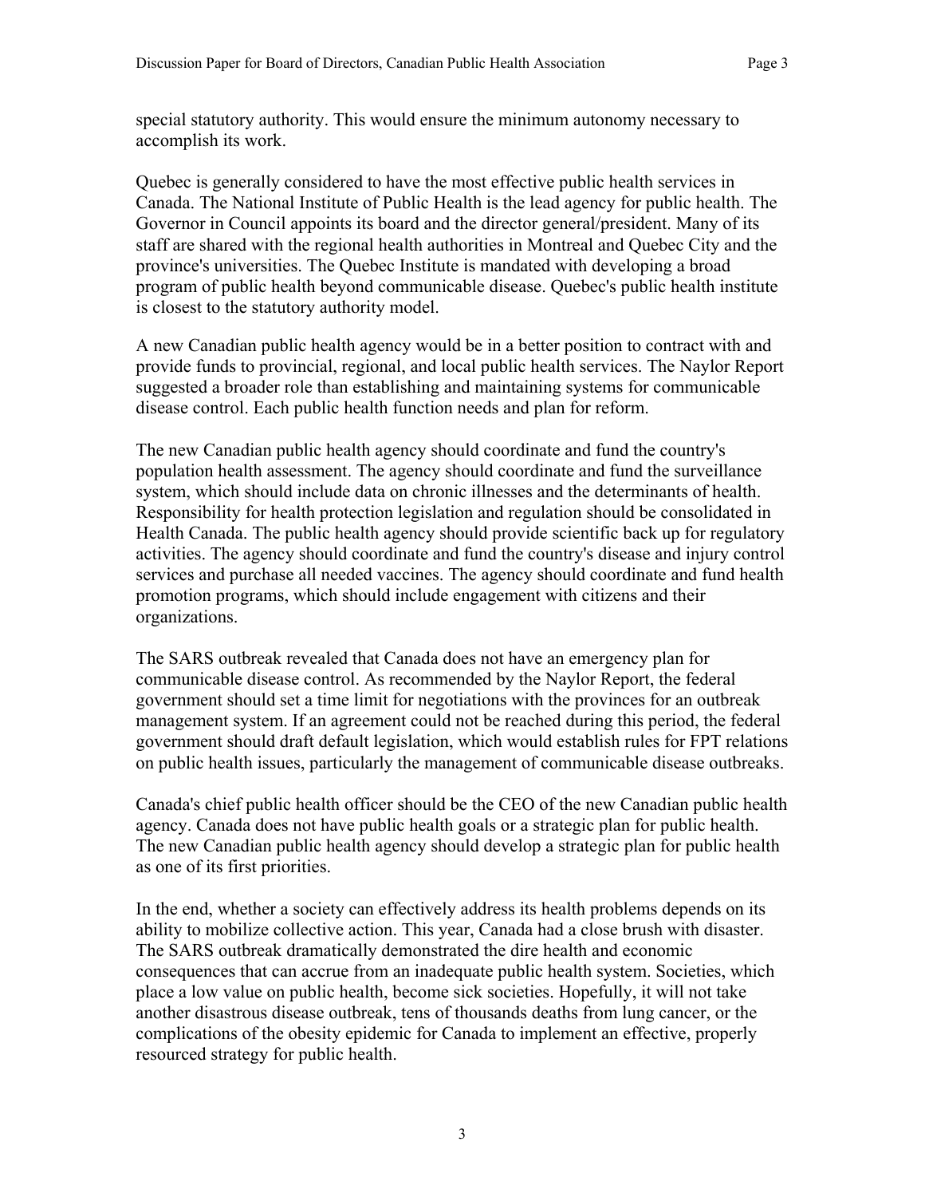special statutory authority. This would ensure the minimum autonomy necessary to accomplish its work.

Quebec is generally considered to have the most effective public health services in Canada. The National Institute of Public Health is the lead agency for public health. The Governor in Council appoints its board and the director general/president. Many of its staff are shared with the regional health authorities in Montreal and Quebec City and the province's universities. The Quebec Institute is mandated with developing a broad program of public health beyond communicable disease. Quebec's public health institute is closest to the statutory authority model.

A new Canadian public health agency would be in a better position to contract with and provide funds to provincial, regional, and local public health services. The Naylor Report suggested a broader role than establishing and maintaining systems for communicable disease control. Each public health function needs and plan for reform.

The new Canadian public health agency should coordinate and fund the country's population health assessment. The agency should coordinate and fund the surveillance system, which should include data on chronic illnesses and the determinants of health. Responsibility for health protection legislation and regulation should be consolidated in Health Canada. The public health agency should provide scientific back up for regulatory activities. The agency should coordinate and fund the country's disease and injury control services and purchase all needed vaccines. The agency should coordinate and fund health promotion programs, which should include engagement with citizens and their organizations.

The SARS outbreak revealed that Canada does not have an emergency plan for communicable disease control. As recommended by the Naylor Report, the federal government should set a time limit for negotiations with the provinces for an outbreak management system. If an agreement could not be reached during this period, the federal government should draft default legislation, which would establish rules for FPT relations on public health issues, particularly the management of communicable disease outbreaks.

Canada's chief public health officer should be the CEO of the new Canadian public health agency. Canada does not have public health goals or a strategic plan for public health. The new Canadian public health agency should develop a strategic plan for public health as one of its first priorities.

In the end, whether a society can effectively address its health problems depends on its ability to mobilize collective action. This year, Canada had a close brush with disaster. The SARS outbreak dramatically demonstrated the dire health and economic consequences that can accrue from an inadequate public health system. Societies, which place a low value on public health, become sick societies. Hopefully, it will not take another disastrous disease outbreak, tens of thousands deaths from lung cancer, or the complications of the obesity epidemic for Canada to implement an effective, properly resourced strategy for public health.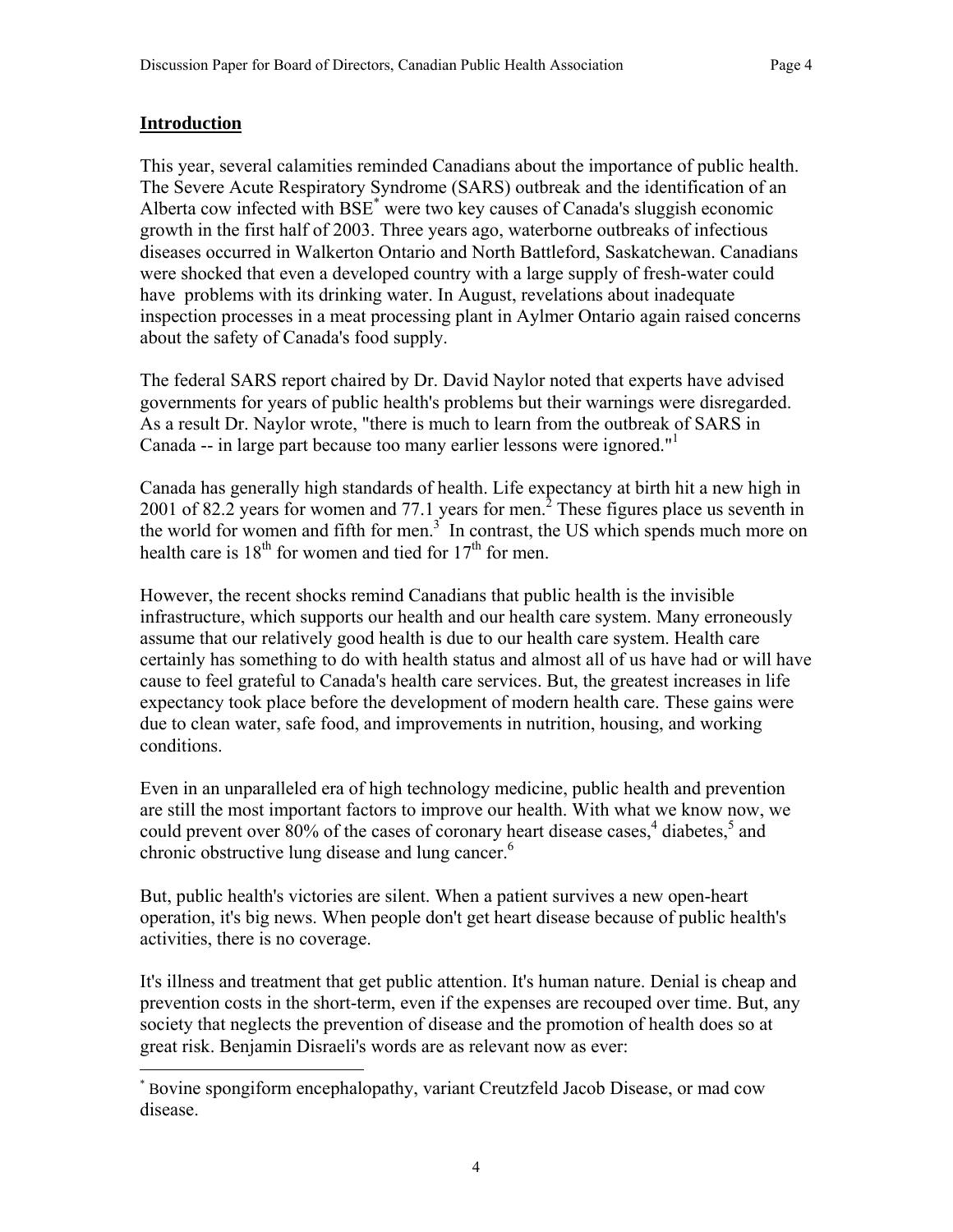## Introduction

This year, several calamities reminded Canadians about the importance of public health. The Severe Acute Respiratory Syndrome (SARS) outbreak and the identification of an Alberta cow infected with BSE[*] were two key causes of Canada's sluggish economic growth in the first half of 2003. Three years ago, waterborne outbreaks of infectious diseases occurred in Walkerton Ontario and North Battleford, Saskatchewan. Canadians were shocked that even a developed country with a large supply of fresh-water could have problems with its drinking water. In August, revelations about inadequate inspection processes in a meat processing plant in Aylmer Ontario again raised concerns about the safety of Canada's food supply.

The federal SARS report chaired by Dr. David Naylor noted that experts have advised governments for years of public health's problems but their warnings were disregarded. As a result Dr. Naylor wrote, "there is much to learn from the outbreak of SARS in Canada -- in large part because too many earlier lessons were ignored."[1]

Canada has generally high standards of health. Life expectancy at birth hit a new high in 2001 of 82.2 years for women and 77.1 years for men.[2] These figures place us seventh in the world for women and fifth for men.[3] In contrast, the US which spends much more on health care is 18th for women and tied for 17th for men.

However, the recent shocks remind Canadians that public health is the invisible infrastructure, which supports our health and our health care system. Many erroneously assume that our relatively good health is due to our health care system. Health care certainly has something to do with health status and almost all of us have had or will have cause to feel grateful to Canada's health care services. But, the greatest increases in life expectancy took place before the development of modern health care. These gains were due to clean water, safe food, and improvements in nutrition, housing, and working conditions.

Even in an unparalleled era of high technology medicine, public health and prevention are still the most important factors to improve our health. With what we know now, we could prevent over 80% of the cases of coronary heart disease cases,[4] diabetes,[5] and chronic obstructive lung disease and lung cancer.[6]

But, public health's victories are silent. When a patient survives a new open-heart operation, it's big news. When people don't get heart disease because of public health's activities, there is no coverage.

It's illness and treatment that get public attention. It's human nature. Denial is cheap and prevention costs in the short-term, even if the expenses are recouped over time. But, any society that neglects the prevention of disease and the promotion of health does so at great risk. Benjamin Disraeli's words are as relevant now as ever:

---

[*] Bovine spongiform encephalopathy, variant Creutzfeld Jacob Disease, or mad cow disease.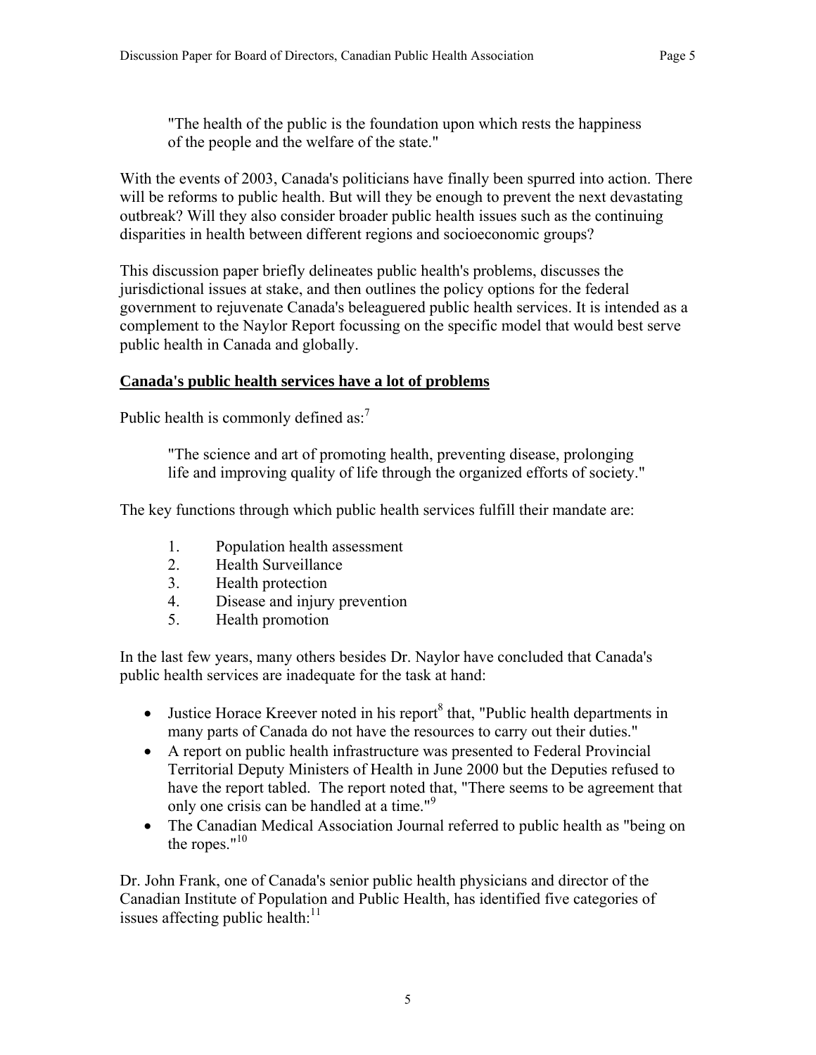> "The health of the public is the foundation upon which rests the happiness of the people and the welfare of the state."

With the events of 2003, Canada's politicians have finally been spurred into action. There will be reforms to public health. But will they be enough to prevent the next devastating outbreak? Will they also consider broader public health issues such as the continuing disparities in health between different regions and socioeconomic groups?

This discussion paper briefly delineates public health's problems, discusses the jurisdictional issues at stake, and then outlines the policy options for the federal government to rejuvenate Canada's beleaguered public health services. It is intended as a complement to the Naylor Report focussing on the specific model that would best serve public health in Canada and globally.

## **Canada's public health services have a lot of problems**

Public health is commonly defined as:[7]

> "The science and art of promoting health, preventing disease, prolonging life and improving quality of life through the organized efforts of society."

The key functions through which public health services fulfill their mandate are:

1. Population health assessment
2. Health Surveillance
3. Health protection
4. Disease and injury prevention
5. Health promotion

In the last few years, many others besides Dr. Naylor have concluded that Canada's public health services are inadequate for the task at hand:

- Justice Horace Kreever noted in his report[8] that, "Public health departments in many parts of Canada do not have the resources to carry out their duties."
- A report on public health infrastructure was presented to Federal Provincial Territorial Deputy Ministers of Health in June 2000 but the Deputies refused to have the report tabled. The report noted that, "There seems to be agreement that only one crisis can be handled at a time."[9]
- The Canadian Medical Association Journal referred to public health as "being on the ropes."[10]

Dr. John Frank, one of Canada's senior public health physicians and director of the Canadian Institute of Population and Public Health, has identified five categories of issues affecting public health:[11]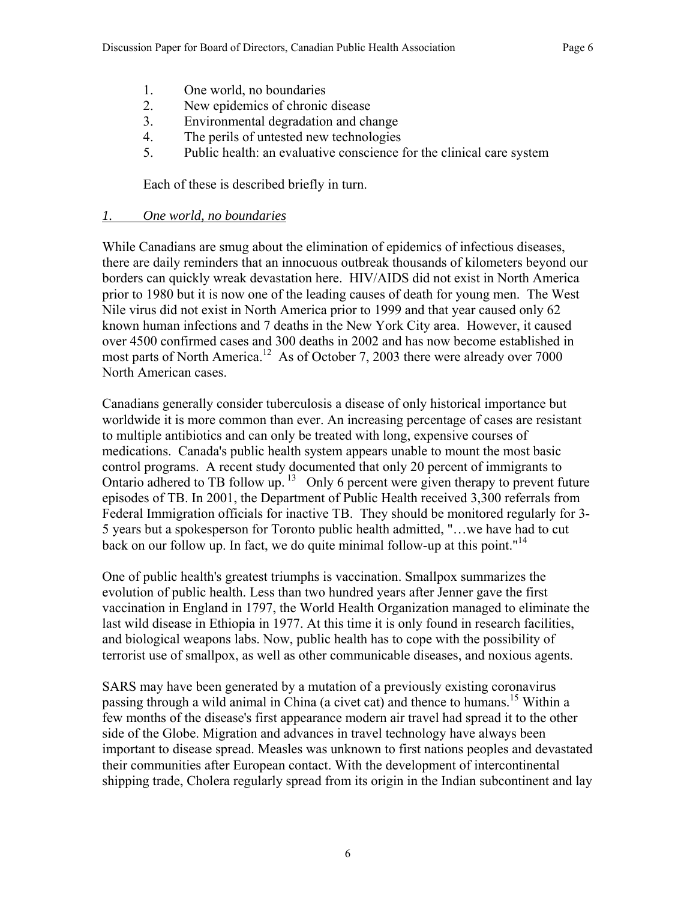1. One world, no boundaries
2. New epidemics of chronic disease
3. Environmental degradation and change
4. The perils of untested new technologies
5. Public health: an evaluative conscience for the clinical care system

Each of these is described briefly in turn.

### *1. One world, no boundaries*

While Canadians are smug about the elimination of epidemics of infectious diseases, there are daily reminders that an innocuous outbreak thousands of kilometers beyond our borders can quickly wreak devastation here. HIV/AIDS did not exist in North America prior to 1980 but it is now one of the leading causes of death for young men. The West Nile virus did not exist in North America prior to 1999 and that year caused only 62 known human infections and 7 deaths in the New York City area. However, it caused over 4500 confirmed cases and 300 deaths in 2002 and has now become established in most parts of North America.[12] As of October 7, 2003 there were already over 7000 North American cases.

Canadians generally consider tuberculosis a disease of only historical importance but worldwide it is more common than ever. An increasing percentage of cases are resistant to multiple antibiotics and can only be treated with long, expensive courses of medications. Canada's public health system appears unable to mount the most basic control programs. A recent study documented that only 20 percent of immigrants to Ontario adhered to TB follow up.[13] Only 6 percent were given therapy to prevent future episodes of TB. In 2001, the Department of Public Health received 3,300 referrals from Federal Immigration officials for inactive TB. They should be monitored regularly for 3-5 years but a spokesperson for Toronto public health admitted, "…we have had to cut back on our follow up. In fact, we do quite minimal follow-up at this point."[14]

One of public health's greatest triumphs is vaccination. Smallpox summarizes the evolution of public health. Less than two hundred years after Jenner gave the first vaccination in England in 1797, the World Health Organization managed to eliminate the last wild disease in Ethiopia in 1977. At this time it is only found in research facilities, and biological weapons labs. Now, public health has to cope with the possibility of terrorist use of smallpox, as well as other communicable diseases, and noxious agents.

SARS may have been generated by a mutation of a previously existing coronavirus passing through a wild animal in China (a civet cat) and thence to humans.[15] Within a few months of the disease's first appearance modern air travel had spread it to the other side of the Globe. Migration and advances in travel technology have always been important to disease spread. Measles was unknown to first nations peoples and devastated their communities after European contact. With the development of intercontinental shipping trade, Cholera regularly spread from its origin in the Indian subcontinent and lay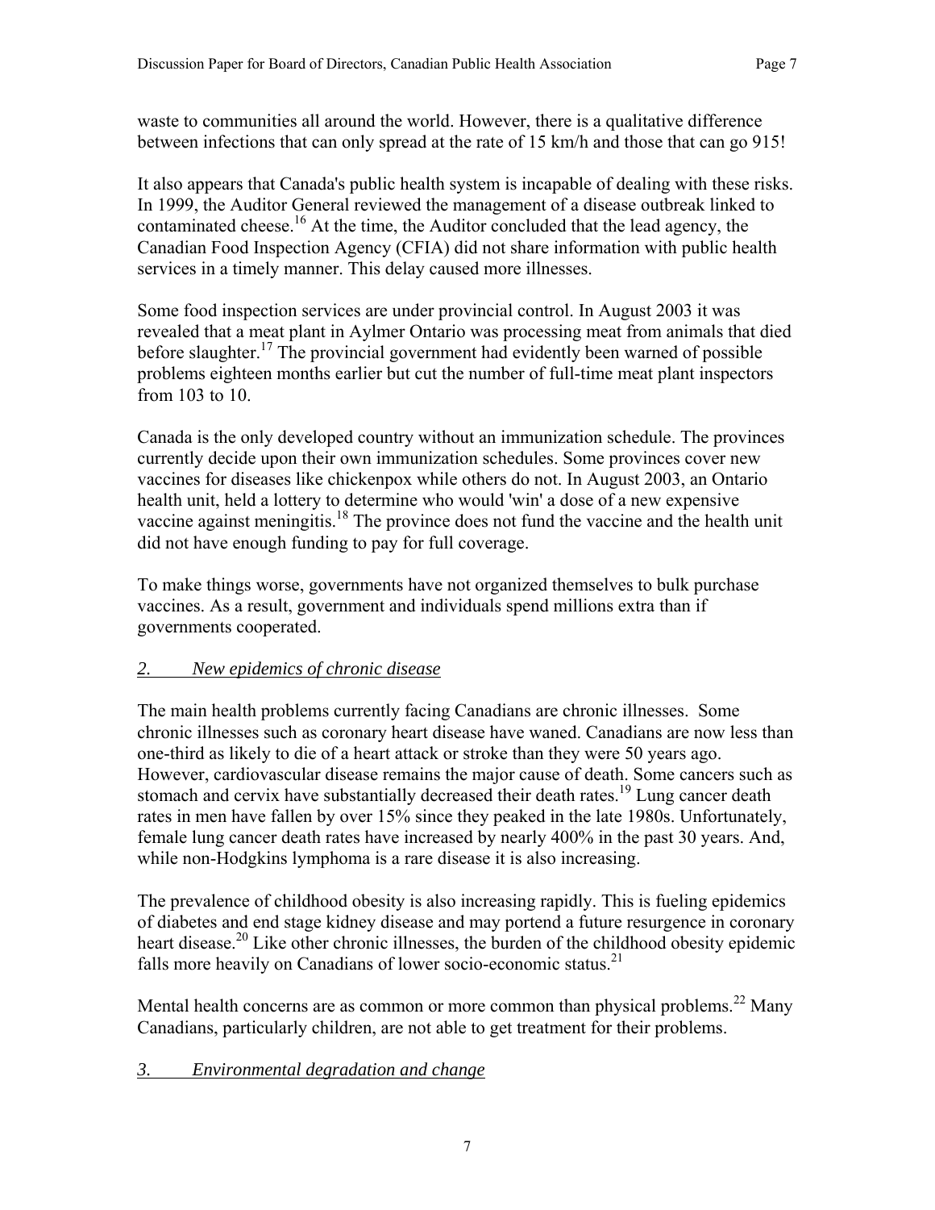waste to communities all around the world. However, there is a qualitative difference between infections that can only spread at the rate of 15 km/h and those that can go 915!

It also appears that Canada's public health system is incapable of dealing with these risks. In 1999, the Auditor General reviewed the management of a disease outbreak linked to contaminated cheese.[16] At the time, the Auditor concluded that the lead agency, the Canadian Food Inspection Agency (CFIA) did not share information with public health services in a timely manner. This delay caused more illnesses.

Some food inspection services are under provincial control. In August 2003 it was revealed that a meat plant in Aylmer Ontario was processing meat from animals that died before slaughter.[17] The provincial government had evidently been warned of possible problems eighteen months earlier but cut the number of full-time meat plant inspectors from 103 to 10.

Canada is the only developed country without an immunization schedule. The provinces currently decide upon their own immunization schedules. Some provinces cover new vaccines for diseases like chickenpox while others do not. In August 2003, an Ontario health unit, held a lottery to determine who would 'win' a dose of a new expensive vaccine against meningitis.[18] The province does not fund the vaccine and the health unit did not have enough funding to pay for full coverage.

To make things worse, governments have not organized themselves to bulk purchase vaccines. As a result, government and individuals spend millions extra than if governments cooperated.

### *2. New epidemics of chronic disease*

The main health problems currently facing Canadians are chronic illnesses. Some chronic illnesses such as coronary heart disease have waned. Canadians are now less than one-third as likely to die of a heart attack or stroke than they were 50 years ago. However, cardiovascular disease remains the major cause of death. Some cancers such as stomach and cervix have substantially decreased their death rates.[19] Lung cancer death rates in men have fallen by over 15% since they peaked in the late 1980s. Unfortunately, female lung cancer death rates have increased by nearly 400% in the past 30 years. And, while non-Hodgkins lymphoma is a rare disease it is also increasing.

The prevalence of childhood obesity is also increasing rapidly. This is fueling epidemics of diabetes and end stage kidney disease and may portend a future resurgence in coronary heart disease.[20] Like other chronic illnesses, the burden of the childhood obesity epidemic falls more heavily on Canadians of lower socio-economic status.[21]

Mental health concerns are as common or more common than physical problems.[22] Many Canadians, particularly children, are not able to get treatment for their problems.

### *3. Environmental degradation and change*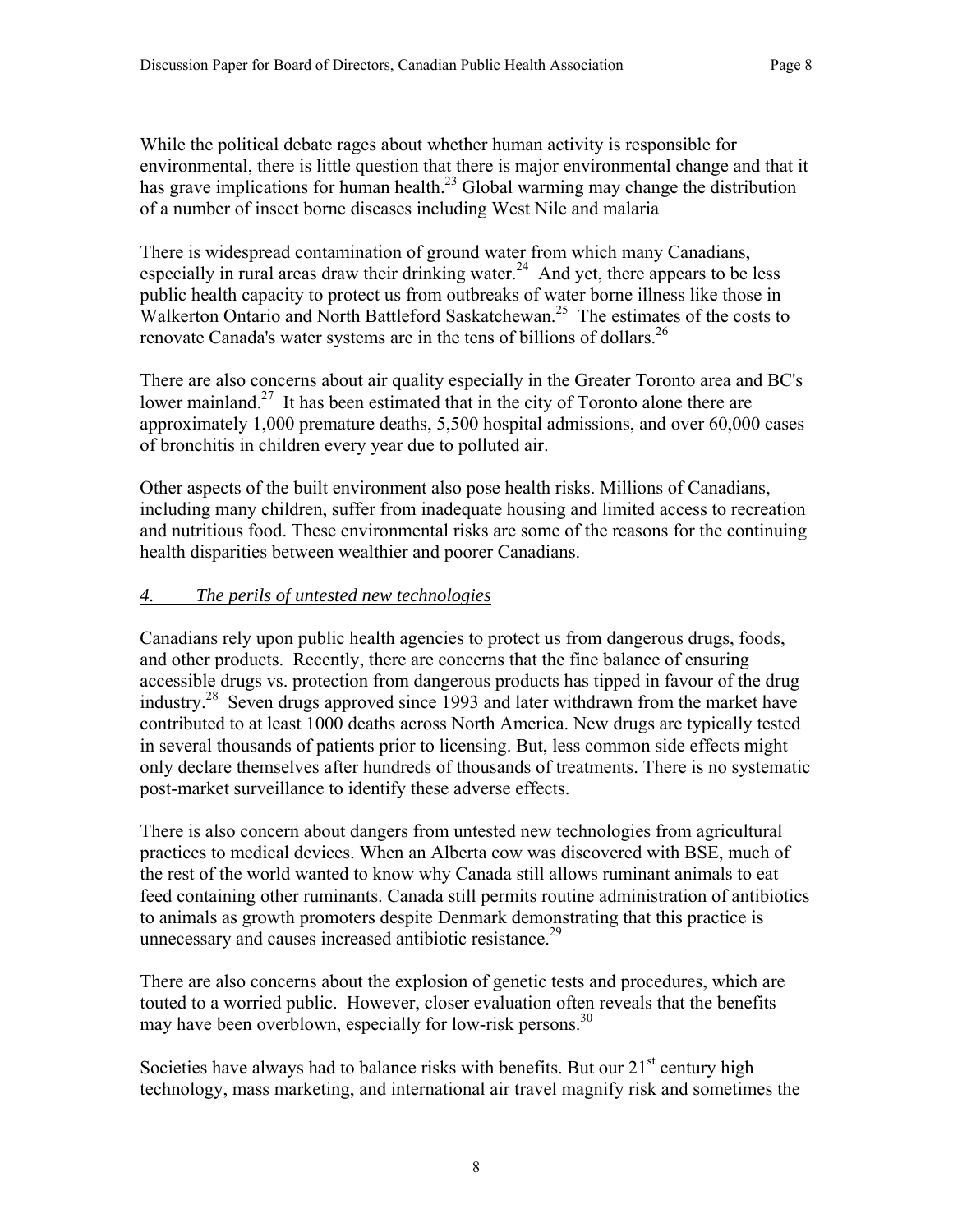While the political debate rages about whether human activity is responsible for environmental, there is little question that there is major environmental change and that it has grave implications for human health.[23] Global warming may change the distribution of a number of insect borne diseases including West Nile and malaria

There is widespread contamination of ground water from which many Canadians, especially in rural areas draw their drinking water.[24] And yet, there appears to be less public health capacity to protect us from outbreaks of water borne illness like those in Walkerton Ontario and North Battleford Saskatchewan.[25] The estimates of the costs to renovate Canada's water systems are in the tens of billions of dollars.[26]

There are also concerns about air quality especially in the Greater Toronto area and BC's lower mainland.[27] It has been estimated that in the city of Toronto alone there are approximately 1,000 premature deaths, 5,500 hospital admissions, and over 60,000 cases of bronchitis in children every year due to polluted air.

Other aspects of the built environment also pose health risks. Millions of Canadians, including many children, suffer from inadequate housing and limited access to recreation and nutritious food. These environmental risks are some of the reasons for the continuing health disparities between wealthier and poorer Canadians.

### *4. The perils of untested new technologies*

Canadians rely upon public health agencies to protect us from dangerous drugs, foods, and other products. Recently, there are concerns that the fine balance of ensuring accessible drugs vs. protection from dangerous products has tipped in favour of the drug industry.[28] Seven drugs approved since 1993 and later withdrawn from the market have contributed to at least 1000 deaths across North America. New drugs are typically tested in several thousands of patients prior to licensing. But, less common side effects might only declare themselves after hundreds of thousands of treatments. There is no systematic post-market surveillance to identify these adverse effects.

There is also concern about dangers from untested new technologies from agricultural practices to medical devices. When an Alberta cow was discovered with BSE, much of the rest of the world wanted to know why Canada still allows ruminant animals to eat feed containing other ruminants. Canada still permits routine administration of antibiotics to animals as growth promoters despite Denmark demonstrating that this practice is unnecessary and causes increased antibiotic resistance.[29]

There are also concerns about the explosion of genetic tests and procedures, which are touted to a worried public. However, closer evaluation often reveals that the benefits may have been overblown, especially for low-risk persons.[30]

Societies have always had to balance risks with benefits. But our 21st century high technology, mass marketing, and international air travel magnify risk and sometimes the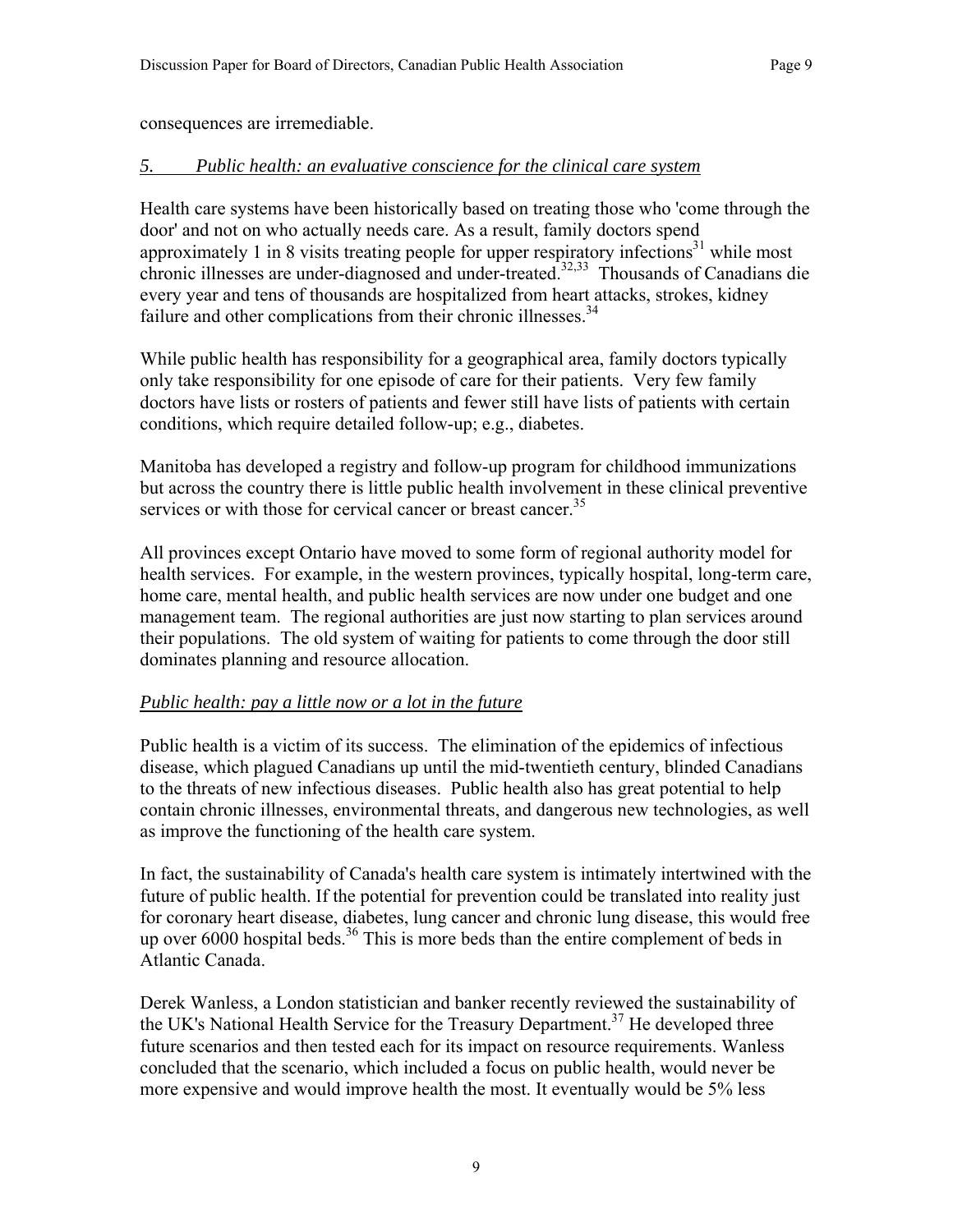consequences are irremediable.

### *5. Public health: an evaluative conscience for the clinical care system*

Health care systems have been historically based on treating those who 'come through the door' and not on who actually needs care. As a result, family doctors spend approximately 1 in 8 visits treating people for upper respiratory infections[31] while most chronic illnesses are under-diagnosed and under-treated.[32,33] Thousands of Canadians die every year and tens of thousands are hospitalized from heart attacks, strokes, kidney failure and other complications from their chronic illnesses.[34]

While public health has responsibility for a geographical area, family doctors typically only take responsibility for one episode of care for their patients. Very few family doctors have lists or rosters of patients and fewer still have lists of patients with certain conditions, which require detailed follow-up; e.g., diabetes.

Manitoba has developed a registry and follow-up program for childhood immunizations but across the country there is little public health involvement in these clinical preventive services or with those for cervical cancer or breast cancer.[35]

All provinces except Ontario have moved to some form of regional authority model for health services. For example, in the western provinces, typically hospital, long-term care, home care, mental health, and public health services are now under one budget and one management team. The regional authorities are just now starting to plan services around their populations. The old system of waiting for patients to come through the door still dominates planning and resource allocation.

### *Public health: pay a little now or a lot in the future*

Public health is a victim of its success. The elimination of the epidemics of infectious disease, which plagued Canadians up until the mid-twentieth century, blinded Canadians to the threats of new infectious diseases. Public health also has great potential to help contain chronic illnesses, environmental threats, and dangerous new technologies, as well as improve the functioning of the health care system.

In fact, the sustainability of Canada's health care system is intimately intertwined with the future of public health. If the potential for prevention could be translated into reality just for coronary heart disease, diabetes, lung cancer and chronic lung disease, this would free up over 6000 hospital beds.[36] This is more beds than the entire complement of beds in Atlantic Canada.

Derek Wanless, a London statistician and banker recently reviewed the sustainability of the UK's National Health Service for the Treasury Department.[37] He developed three future scenarios and then tested each for its impact on resource requirements. Wanless concluded that the scenario, which included a focus on public health, would never be more expensive and would improve health the most. It eventually would be 5% less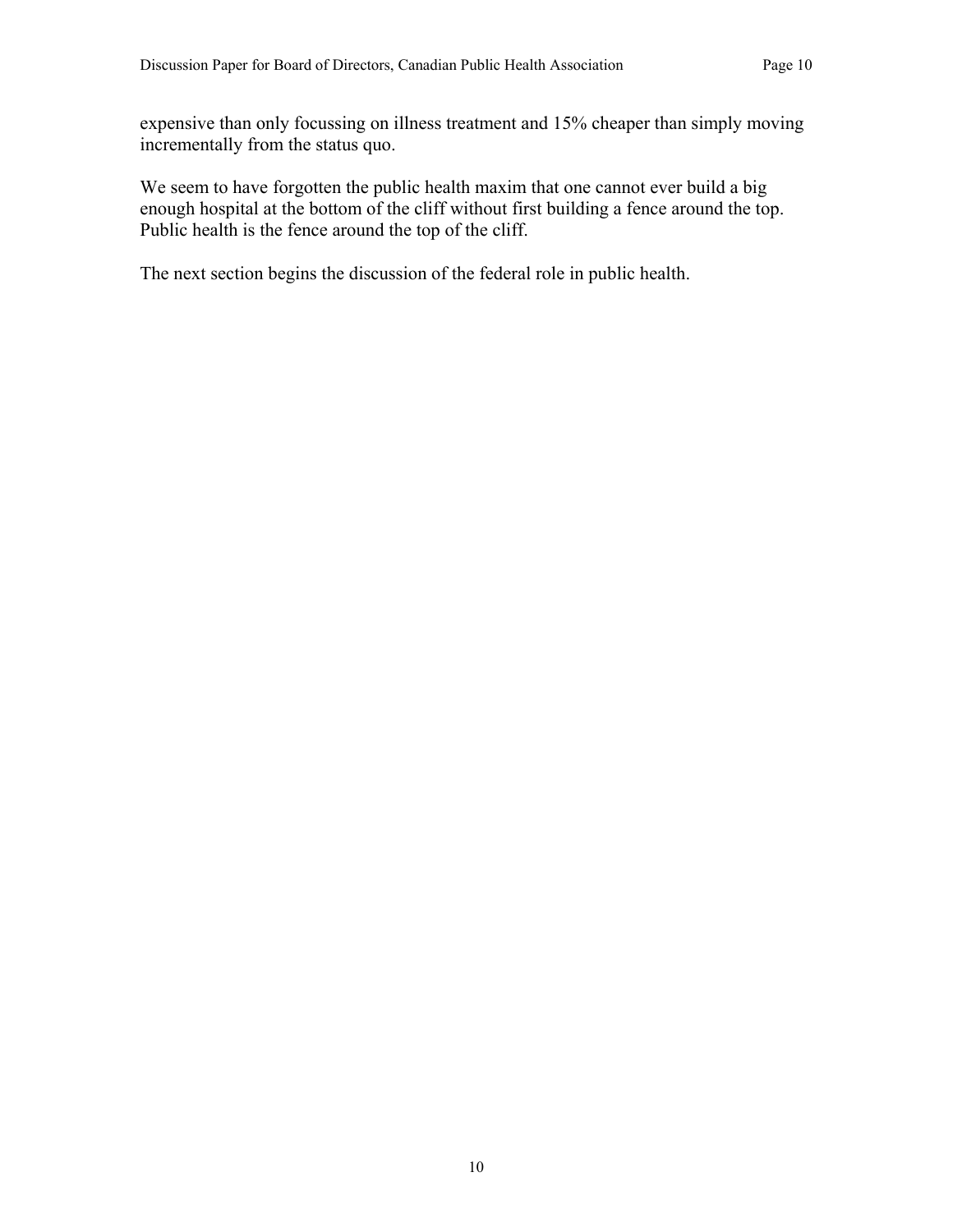expensive than only focussing on illness treatment and 15% cheaper than simply moving incrementally from the status quo.

We seem to have forgotten the public health maxim that one cannot ever build a big enough hospital at the bottom of the cliff without first building a fence around the top. Public health is the fence around the top of the cliff.

The next section begins the discussion of the federal role in public health.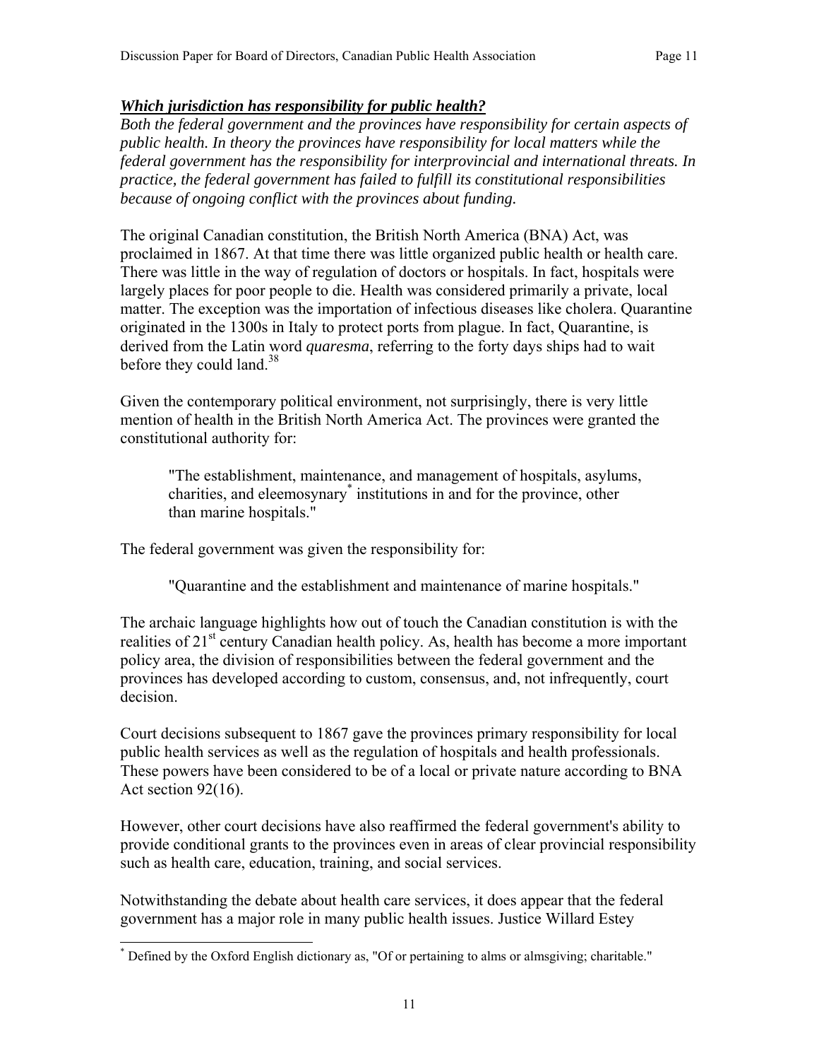### *Which jurisdiction has responsibility for public health?*

*Both the federal government and the provinces have responsibility for certain aspects of public health. In theory the provinces have responsibility for local matters while the federal government has the responsibility for interprovincial and international threats. In practice, the federal government has failed to fulfill its constitutional responsibilities because of ongoing conflict with the provinces about funding.*

The original Canadian constitution, the British North America (BNA) Act, was proclaimed in 1867. At that time there was little organized public health or health care. There was little in the way of regulation of doctors or hospitals. In fact, hospitals were largely places for poor people to die. Health was considered primarily a private, local matter. The exception was the importation of infectious diseases like cholera. Quarantine originated in the 1300s in Italy to protect ports from plague. In fact, Quarantine, is derived from the Latin word *quaresma*, referring to the forty days ships had to wait before they could land.[38]

Given the contemporary political environment, not surprisingly, there is very little mention of health in the British North America Act. The provinces were granted the constitutional authority for:

> "The establishment, maintenance, and management of hospitals, asylums, charities, and eleemosynary* institutions in and for the province, other than marine hospitals."

The federal government was given the responsibility for:

> "Quarantine and the establishment and maintenance of marine hospitals."

The archaic language highlights how out of touch the Canadian constitution is with the realities of 21st century Canadian health policy. As, health has become a more important policy area, the division of responsibilities between the federal government and the provinces has developed according to custom, consensus, and, not infrequently, court decision.

Court decisions subsequent to 1867 gave the provinces primary responsibility for local public health services as well as the regulation of hospitals and health professionals. These powers have been considered to be of a local or private nature according to BNA Act section 92(16).

However, other court decisions have also reaffirmed the federal government's ability to provide conditional grants to the provinces even in areas of clear provincial responsibility such as health care, education, training, and social services.

Notwithstanding the debate about health care services, it does appear that the federal government has a major role in many public health issues. Justice Willard Estey

---

* Defined by the Oxford English dictionary as, "Of or pertaining to alms or almsgiving; charitable."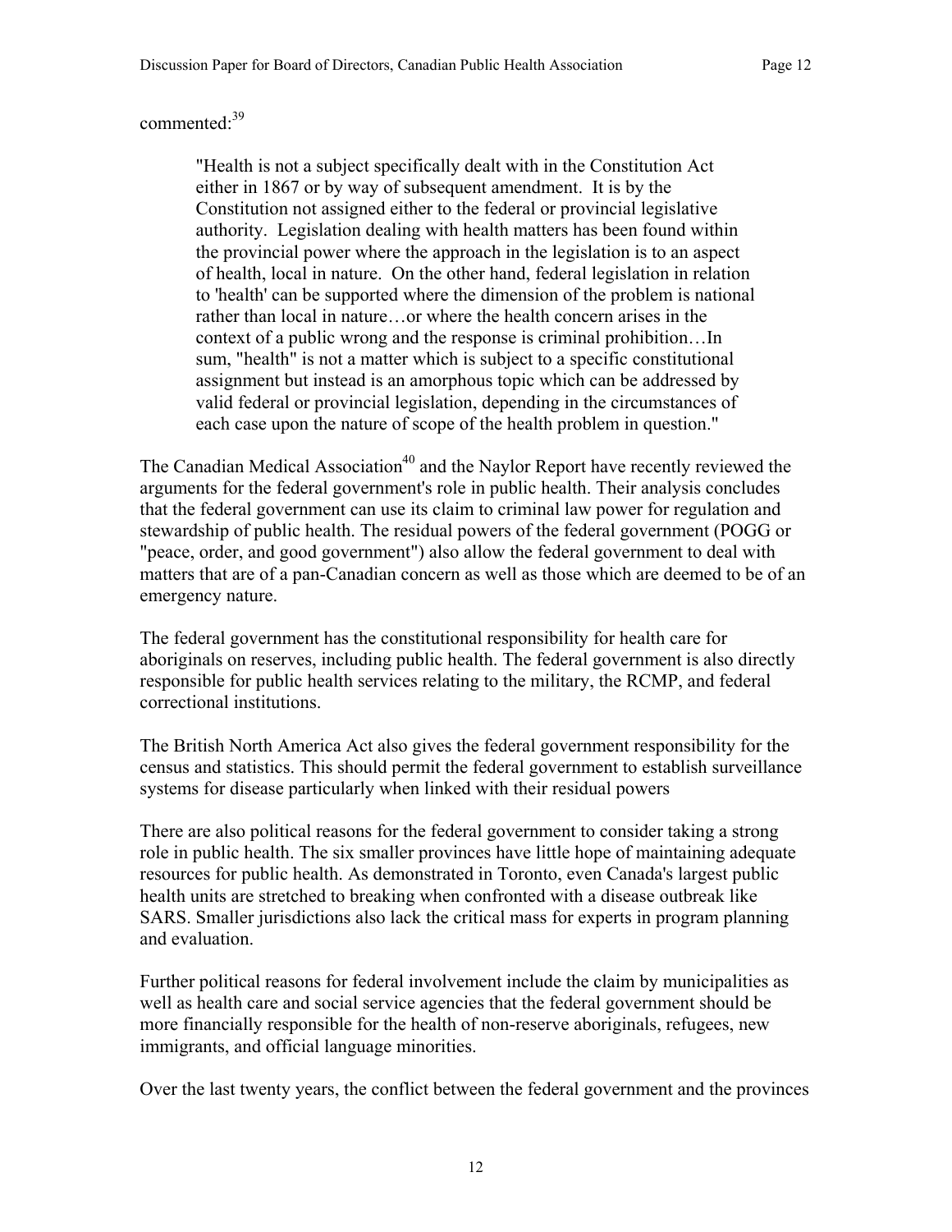commented:[39]

> "Health is not a subject specifically dealt with in the Constitution Act either in 1867 or by way of subsequent amendment. It is by the Constitution not assigned either to the federal or provincial legislative authority. Legislation dealing with health matters has been found within the provincial power where the approach in the legislation is to an aspect of health, local in nature. On the other hand, federal legislation in relation to 'health' can be supported where the dimension of the problem is national rather than local in nature…or where the health concern arises in the context of a public wrong and the response is criminal prohibition…In sum, "health" is not a matter which is subject to a specific constitutional assignment but instead is an amorphous topic which can be addressed by valid federal or provincial legislation, depending in the circumstances of each case upon the nature of scope of the health problem in question."

The Canadian Medical Association[40] and the Naylor Report have recently reviewed the arguments for the federal government's role in public health. Their analysis concludes that the federal government can use its claim to criminal law power for regulation and stewardship of public health. The residual powers of the federal government (POGG or "peace, order, and good government") also allow the federal government to deal with matters that are of a pan-Canadian concern as well as those which are deemed to be of an emergency nature.

The federal government has the constitutional responsibility for health care for aboriginals on reserves, including public health. The federal government is also directly responsible for public health services relating to the military, the RCMP, and federal correctional institutions.

The British North America Act also gives the federal government responsibility for the census and statistics. This should permit the federal government to establish surveillance systems for disease particularly when linked with their residual powers

There are also political reasons for the federal government to consider taking a strong role in public health. The six smaller provinces have little hope of maintaining adequate resources for public health. As demonstrated in Toronto, even Canada's largest public health units are stretched to breaking when confronted with a disease outbreak like SARS. Smaller jurisdictions also lack the critical mass for experts in program planning and evaluation.

Further political reasons for federal involvement include the claim by municipalities as well as health care and social service agencies that the federal government should be more financially responsible for the health of non-reserve aboriginals, refugees, new immigrants, and official language minorities.

Over the last twenty years, the conflict between the federal government and the provinces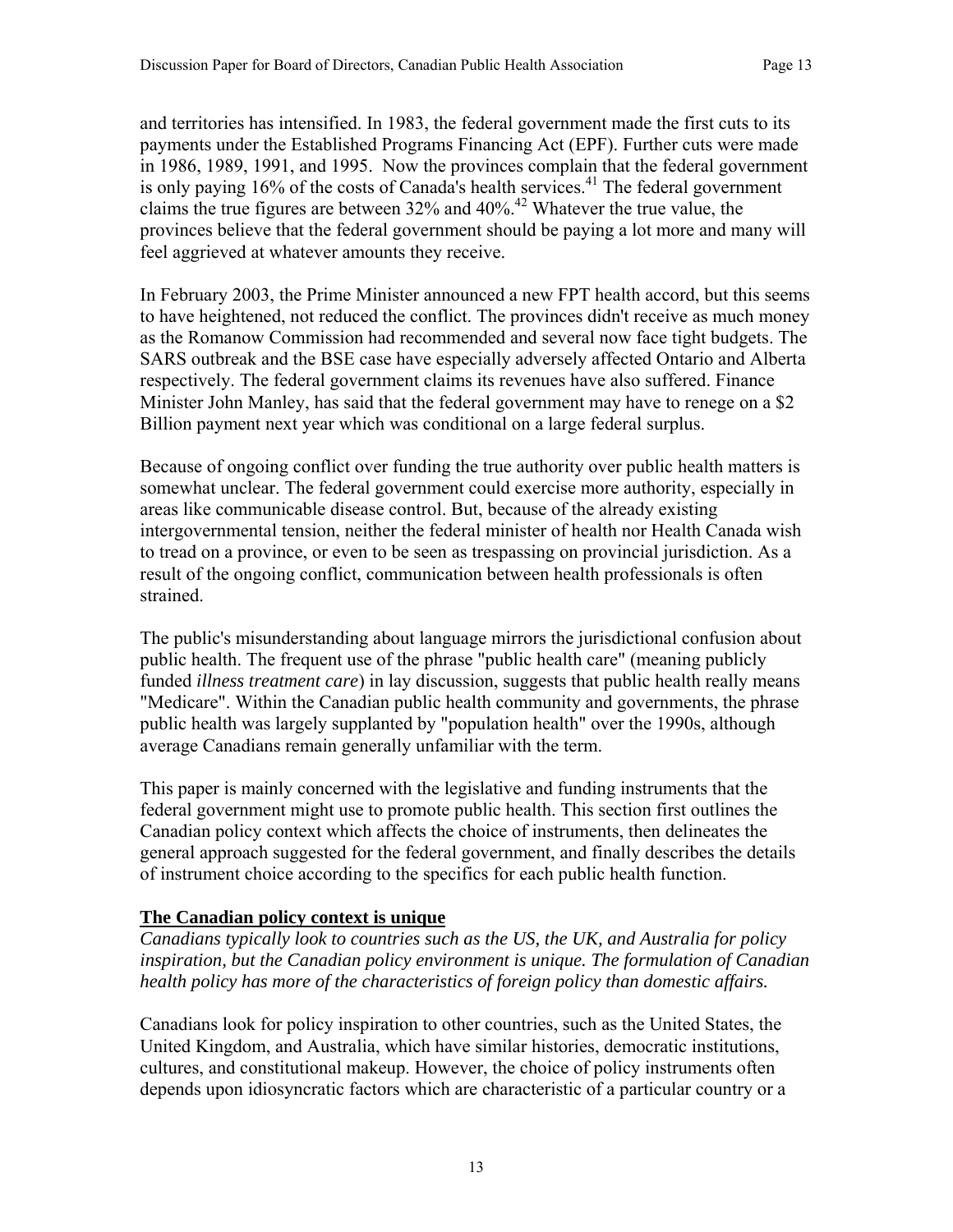and territories has intensified. In 1983, the federal government made the first cuts to its payments under the Established Programs Financing Act (EPF). Further cuts were made in 1986, 1989, 1991, and 1995. Now the provinces complain that the federal government is only paying 16% of the costs of Canada's health services.[41] The federal government claims the true figures are between 32% and 40%.[42] Whatever the true value, the provinces believe that the federal government should be paying a lot more and many will feel aggrieved at whatever amounts they receive.

In February 2003, the Prime Minister announced a new FPT health accord, but this seems to have heightened, not reduced the conflict. The provinces didn't receive as much money as the Romanow Commission had recommended and several now face tight budgets. The SARS outbreak and the BSE case have especially adversely affected Ontario and Alberta respectively. The federal government claims its revenues have also suffered. Finance Minister John Manley, has said that the federal government may have to renege on a $2 Billion payment next year which was conditional on a large federal surplus.

Because of ongoing conflict over funding the true authority over public health matters is somewhat unclear. The federal government could exercise more authority, especially in areas like communicable disease control. But, because of the already existing intergovernmental tension, neither the federal minister of health nor Health Canada wish to tread on a province, or even to be seen as trespassing on provincial jurisdiction. As a result of the ongoing conflict, communication between health professionals is often strained.

The public's misunderstanding about language mirrors the jurisdictional confusion about public health. The frequent use of the phrase "public health care" (meaning publicly funded *illness treatment care*) in lay discussion, suggests that public health really means "Medicare". Within the Canadian public health community and governments, the phrase public health was largely supplanted by "population health" over the 1990s, although average Canadians remain generally unfamiliar with the term.

This paper is mainly concerned with the legislative and funding instruments that the federal government might use to promote public health. This section first outlines the Canadian policy context which affects the choice of instruments, then delineates the general approach suggested for the federal government, and finally describes the details of instrument choice according to the specifics for each public health function.

## **The Canadian policy context is unique**

*Canadians typically look to countries such as the US, the UK, and Australia for policy inspiration, but the Canadian policy environment is unique. The formulation of Canadian health policy has more of the characteristics of foreign policy than domestic affairs.*

Canadians look for policy inspiration to other countries, such as the United States, the United Kingdom, and Australia, which have similar histories, democratic institutions, cultures, and constitutional makeup. However, the choice of policy instruments often depends upon idiosyncratic factors which are characteristic of a particular country or a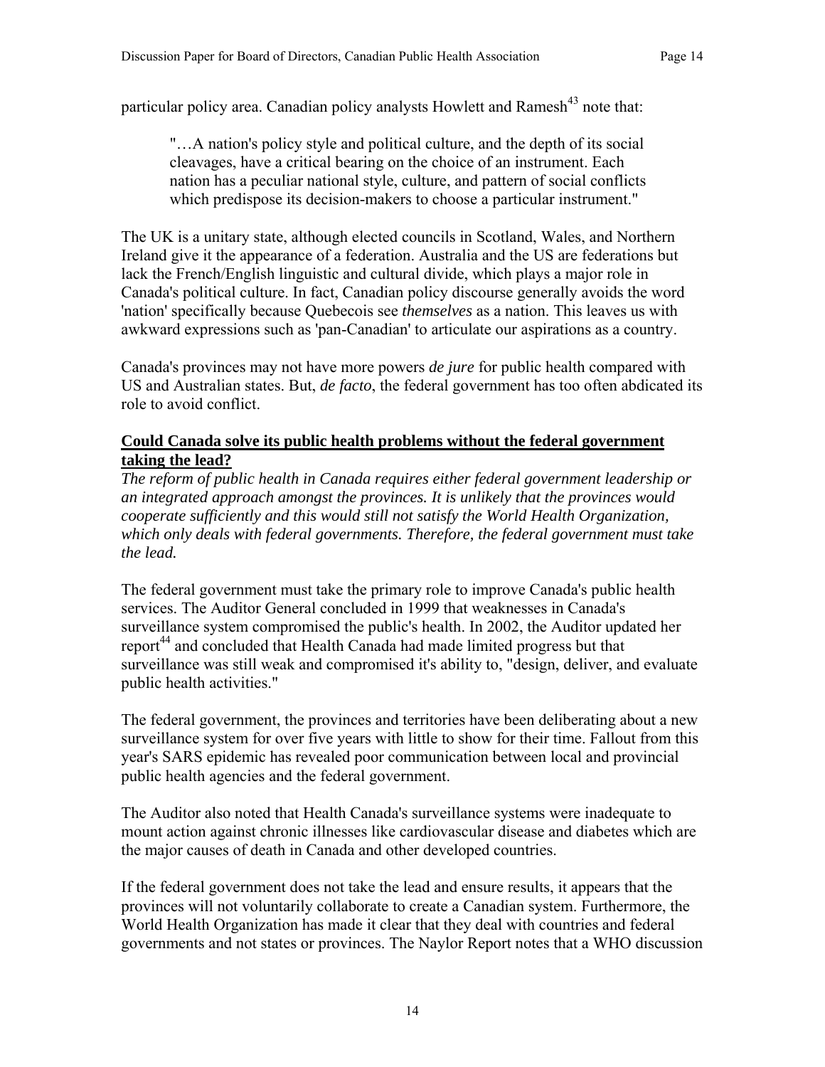particular policy area. Canadian policy analysts Howlett and Ramesh[43] note that:

> "…A nation's policy style and political culture, and the depth of its social cleavages, have a critical bearing on the choice of an instrument. Each nation has a peculiar national style, culture, and pattern of social conflicts which predispose its decision-makers to choose a particular instrument."

The UK is a unitary state, although elected councils in Scotland, Wales, and Northern Ireland give it the appearance of a federation. Australia and the US are federations but lack the French/English linguistic and cultural divide, which plays a major role in Canada's political culture. In fact, Canadian policy discourse generally avoids the word 'nation' specifically because Quebecois see *themselves* as a nation. This leaves us with awkward expressions such as 'pan-Canadian' to articulate our aspirations as a country.

Canada's provinces may not have more powers *de jure* for public health compared with US and Australian states. But, *de facto*, the federal government has too often abdicated its role to avoid conflict.

**Could Canada solve its public health problems without the federal government taking the lead?**

*The reform of public health in Canada requires either federal government leadership or an integrated approach amongst the provinces. It is unlikely that the provinces would cooperate sufficiently and this would still not satisfy the World Health Organization, which only deals with federal governments. Therefore, the federal government must take the lead.*

The federal government must take the primary role to improve Canada's public health services. The Auditor General concluded in 1999 that weaknesses in Canada's surveillance system compromised the public's health. In 2002, the Auditor updated her report[44] and concluded that Health Canada had made limited progress but that surveillance was still weak and compromised it's ability to, "design, deliver, and evaluate public health activities."

The federal government, the provinces and territories have been deliberating about a new surveillance system for over five years with little to show for their time. Fallout from this year's SARS epidemic has revealed poor communication between local and provincial public health agencies and the federal government.

The Auditor also noted that Health Canada's surveillance systems were inadequate to mount action against chronic illnesses like cardiovascular disease and diabetes which are the major causes of death in Canada and other developed countries.

If the federal government does not take the lead and ensure results, it appears that the provinces will not voluntarily collaborate to create a Canadian system. Furthermore, the World Health Organization has made it clear that they deal with countries and federal governments and not states or provinces. The Naylor Report notes that a WHO discussion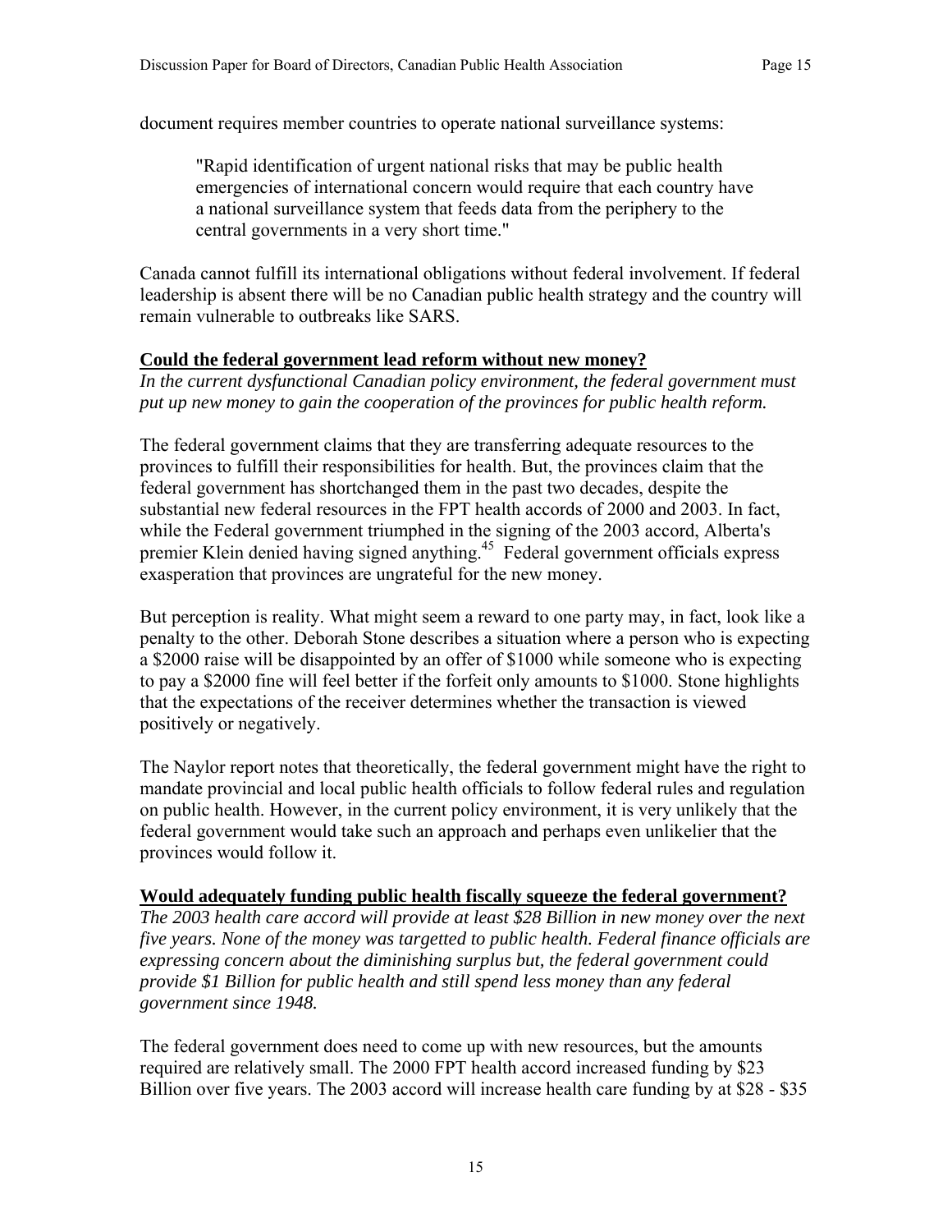document requires member countries to operate national surveillance systems:

> "Rapid identification of urgent national risks that may be public health emergencies of international concern would require that each country have a national surveillance system that feeds data from the periphery to the central governments in a very short time."

Canada cannot fulfill its international obligations without federal involvement. If federal leadership is absent there will be no Canadian public health strategy and the country will remain vulnerable to outbreaks like SARS.

**Could the federal government lead reform without new money?**

*In the current dysfunctional Canadian policy environment, the federal government must put up new money to gain the cooperation of the provinces for public health reform.*

The federal government claims that they are transferring adequate resources to the provinces to fulfill their responsibilities for health. But, the provinces claim that the federal government has shortchanged them in the past two decades, despite the substantial new federal resources in the FPT health accords of 2000 and 2003. In fact, while the Federal government triumphed in the signing of the 2003 accord, Alberta's premier Klein denied having signed anything.[45] Federal government officials express exasperation that provinces are ungrateful for the new money.

But perception is reality. What might seem a reward to one party may, in fact, look like a penalty to the other. Deborah Stone describes a situation where a person who is expecting a $2000 raise will be disappointed by an offer of $1000 while someone who is expecting to pay a $2000 fine will feel better if the forfeit only amounts to $1000. Stone highlights that the expectations of the receiver determines whether the transaction is viewed positively or negatively.

The Naylor report notes that theoretically, the federal government might have the right to mandate provincial and local public health officials to follow federal rules and regulation on public health. However, in the current policy environment, it is very unlikely that the federal government would take such an approach and perhaps even unlikelier that the provinces would follow it.

**Would adequately funding public health fiscally squeeze the federal government?**

*The 2003 health care accord will provide at least $28 Billion in new money over the next five years. None of the money was targetted to public health. Federal finance officials are expressing concern about the diminishing surplus but, the federal government could provide $1 Billion for public health and still spend less money than any federal government since 1948.*

The federal government does need to come up with new resources, but the amounts required are relatively small. The 2000 FPT health accord increased funding by $23 Billion over five years. The 2003 accord will increase health care funding by at $28 - $35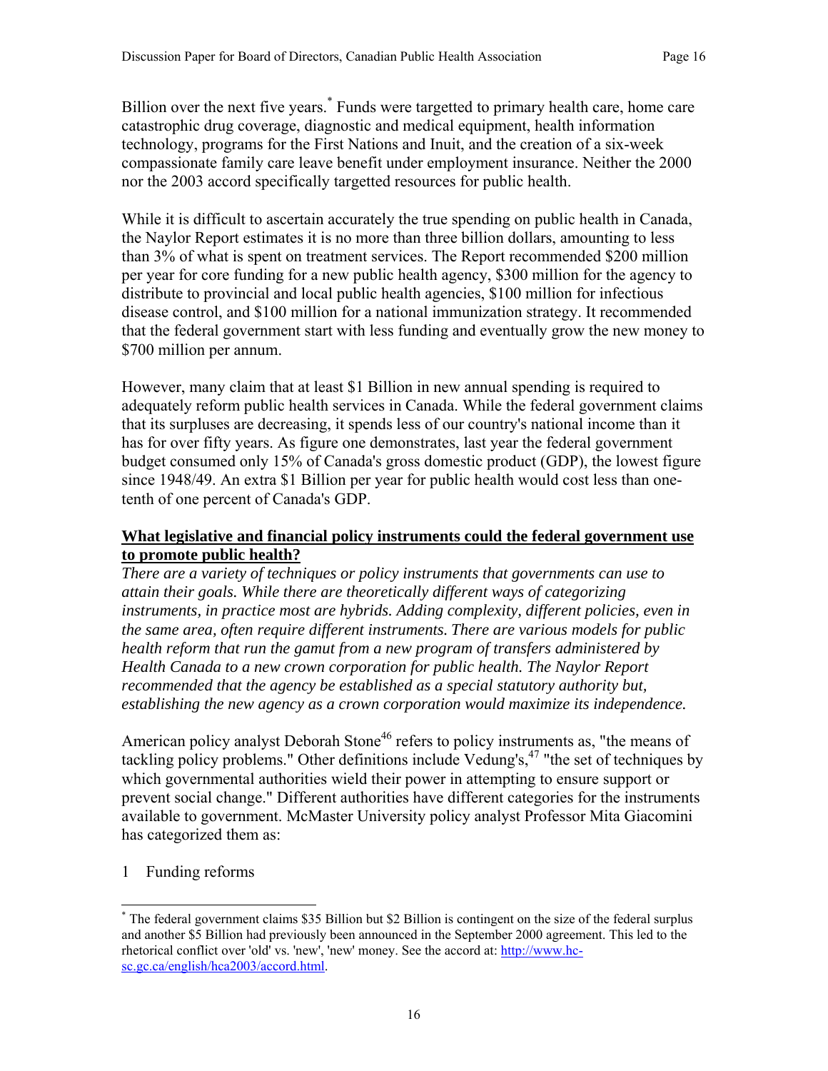Billion over the next five years.[*] Funds were targetted to primary health care, home care catastrophic drug coverage, diagnostic and medical equipment, health information technology, programs for the First Nations and Inuit, and the creation of a six-week compassionate family care leave benefit under employment insurance. Neither the 2000 nor the 2003 accord specifically targetted resources for public health.

While it is difficult to ascertain accurately the true spending on public health in Canada, the Naylor Report estimates it is no more than three billion dollars, amounting to less than 3% of what is spent on treatment services. The Report recommended $200 million per year for core funding for a new public health agency, $300 million for the agency to distribute to provincial and local public health agencies, $100 million for infectious disease control, and $100 million for a national immunization strategy. It recommended that the federal government start with less funding and eventually grow the new money to $700 million per annum.

However, many claim that at least $1 Billion in new annual spending is required to adequately reform public health services in Canada. While the federal government claims that its surpluses are decreasing, it spends less of our country's national income than it has for over fifty years. As figure one demonstrates, last year the federal government budget consumed only 15% of Canada's gross domestic product (GDP), the lowest figure since 1948/49. An extra $1 Billion per year for public health would cost less than one-tenth of one percent of Canada's GDP.

**<u>What legislative and financial policy instruments could the federal government use to promote public health?</u>**

*There are a variety of techniques or policy instruments that governments can use to attain their goals. While there are theoretically different ways of categorizing instruments, in practice most are hybrids. Adding complexity, different policies, even in the same area, often require different instruments. There are various models for public health reform that run the gamut from a new program of transfers administered by Health Canada to a new crown corporation for public health. The Naylor Report recommended that the agency be established as a special statutory authority but, establishing the new agency as a crown corporation would maximize its independence.*

American policy analyst Deborah Stone[46] refers to policy instruments as, "the means of tackling policy problems." Other definitions include Vedung's,[47] "the set of techniques by which governmental authorities wield their power in attempting to ensure support or prevent social change." Different authorities have different categories for the instruments available to government. McMaster University policy analyst Professor Mita Giacomini has categorized them as:

1 Funding reforms

---

[*] The federal government claims $35 Billion but $2 Billion is contingent on the size of the federal surplus and another $5 Billion had previously been announced in the September 2000 agreement. This led to the rhetorical conflict over 'old' vs. 'new', 'new' money. See the accord at: http://www.hc-sc.gc.ca/english/hca2003/accord.html.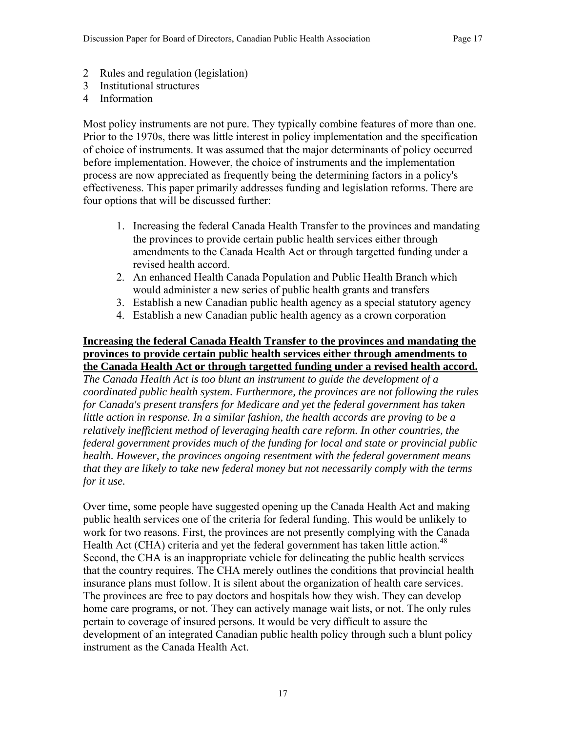2 Rules and regulation (legislation)
3 Institutional structures
4 Information

Most policy instruments are not pure. They typically combine features of more than one. Prior to the 1970s, there was little interest in policy implementation and the specification of choice of instruments. It was assumed that the major determinants of policy occurred before implementation. However, the choice of instruments and the implementation process are now appreciated as frequently being the determining factors in a policy's effectiveness. This paper primarily addresses funding and legislation reforms. There are four options that will be discussed further:

1. Increasing the federal Canada Health Transfer to the provinces and mandating the provinces to provide certain public health services either through amendments to the Canada Health Act or through targetted funding under a revised health accord.
2. An enhanced Health Canada Population and Public Health Branch which would administer a new series of public health grants and transfers
3. Establish a new Canadian public health agency as a special statutory agency
4. Establish a new Canadian public health agency as a crown corporation

**Increasing the federal Canada Health Transfer to the provinces and mandating the provinces to provide certain public health services either through amendments to the Canada Health Act or through targetted funding under a revised health accord.**

*The Canada Health Act is too blunt an instrument to guide the development of a coordinated public health system. Furthermore, the provinces are not following the rules for Canada's present transfers for Medicare and yet the federal government has taken little action in response. In a similar fashion, the health accords are proving to be a relatively inefficient method of leveraging health care reform. In other countries, the federal government provides much of the funding for local and state or provincial public health. However, the provinces ongoing resentment with the federal government means that they are likely to take new federal money but not necessarily comply with the terms for it use.*

Over time, some people have suggested opening up the Canada Health Act and making public health services one of the criteria for federal funding. This would be unlikely to work for two reasons. First, the provinces are not presently complying with the Canada Health Act (CHA) criteria and yet the federal government has taken little action.[48] Second, the CHA is an inappropriate vehicle for delineating the public health services that the country requires. The CHA merely outlines the conditions that provincial health insurance plans must follow. It is silent about the organization of health care services. The provinces are free to pay doctors and hospitals how they wish. They can develop home care programs, or not. They can actively manage wait lists, or not. The only rules pertain to coverage of insured persons. It would be very difficult to assure the development of an integrated Canadian public health policy through such a blunt policy instrument as the Canada Health Act.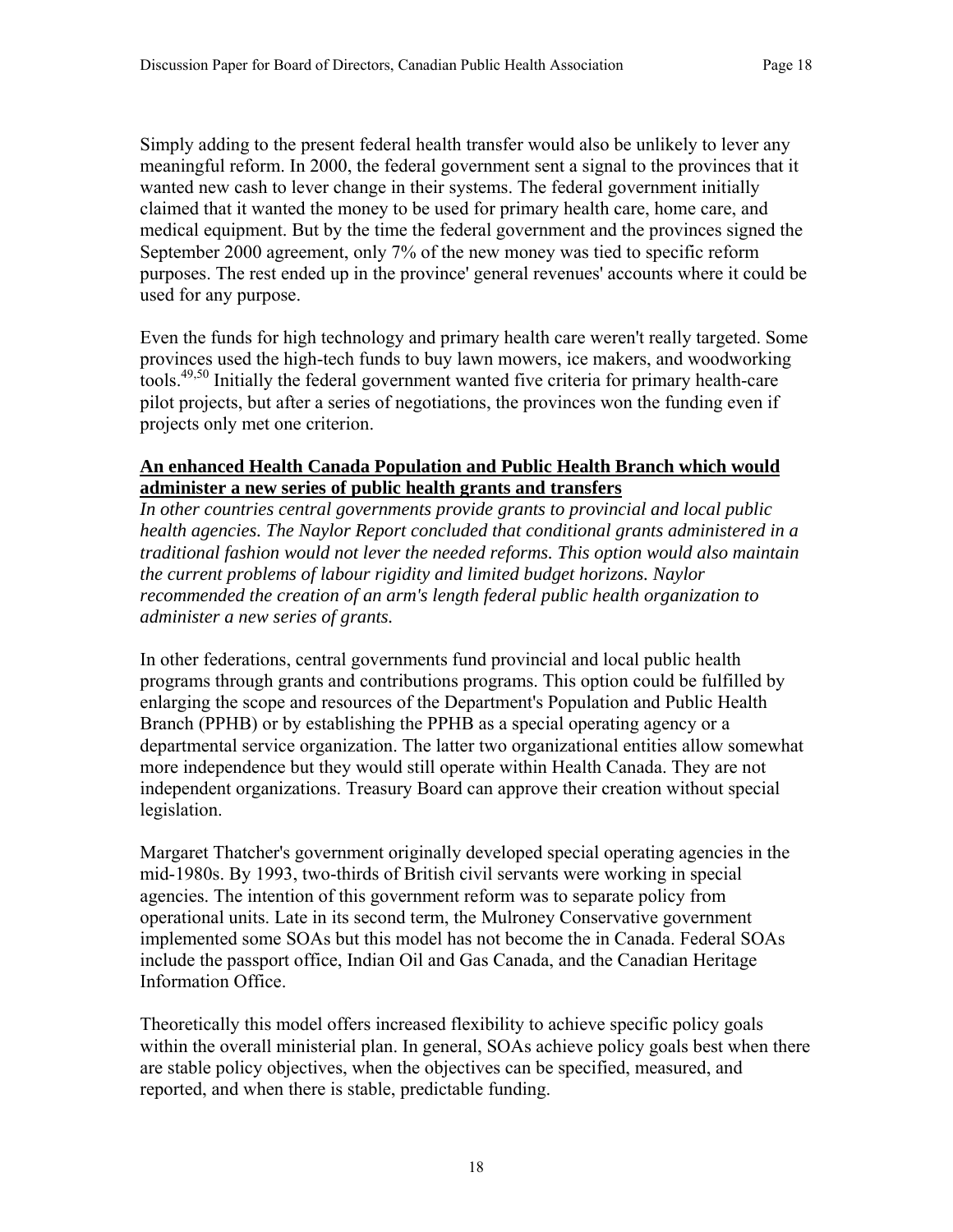Simply adding to the present federal health transfer would also be unlikely to lever any meaningful reform. In 2000, the federal government sent a signal to the provinces that it wanted new cash to lever change in their systems. The federal government initially claimed that it wanted the money to be used for primary health care, home care, and medical equipment. But by the time the federal government and the provinces signed the September 2000 agreement, only 7% of the new money was tied to specific reform purposes. The rest ended up in the province' general revenues' accounts where it could be used for any purpose.

Even the funds for high technology and primary health care weren't really targeted. Some provinces used the high-tech funds to buy lawn mowers, ice makers, and woodworking tools.[49,50] Initially the federal government wanted five criteria for primary health-care pilot projects, but after a series of negotiations, the provinces won the funding even if projects only met one criterion.

**An enhanced Health Canada Population and Public Health Branch which would administer a new series of public health grants and transfers**

*In other countries central governments provide grants to provincial and local public health agencies. The Naylor Report concluded that conditional grants administered in a traditional fashion would not lever the needed reforms. This option would also maintain the current problems of labour rigidity and limited budget horizons. Naylor recommended the creation of an arm's length federal public health organization to administer a new series of grants.*

In other federations, central governments fund provincial and local public health programs through grants and contributions programs. This option could be fulfilled by enlarging the scope and resources of the Department's Population and Public Health Branch (PPHB) or by establishing the PPHB as a special operating agency or a departmental service organization. The latter two organizational entities allow somewhat more independence but they would still operate within Health Canada. They are not independent organizations. Treasury Board can approve their creation without special legislation.

Margaret Thatcher's government originally developed special operating agencies in the mid-1980s. By 1993, two-thirds of British civil servants were working in special agencies. The intention of this government reform was to separate policy from operational units. Late in its second term, the Mulroney Conservative government implemented some SOAs but this model has not become the in Canada. Federal SOAs include the passport office, Indian Oil and Gas Canada, and the Canadian Heritage Information Office.

Theoretically this model offers increased flexibility to achieve specific policy goals within the overall ministerial plan. In general, SOAs achieve policy goals best when there are stable policy objectives, when the objectives can be specified, measured, and reported, and when there is stable, predictable funding.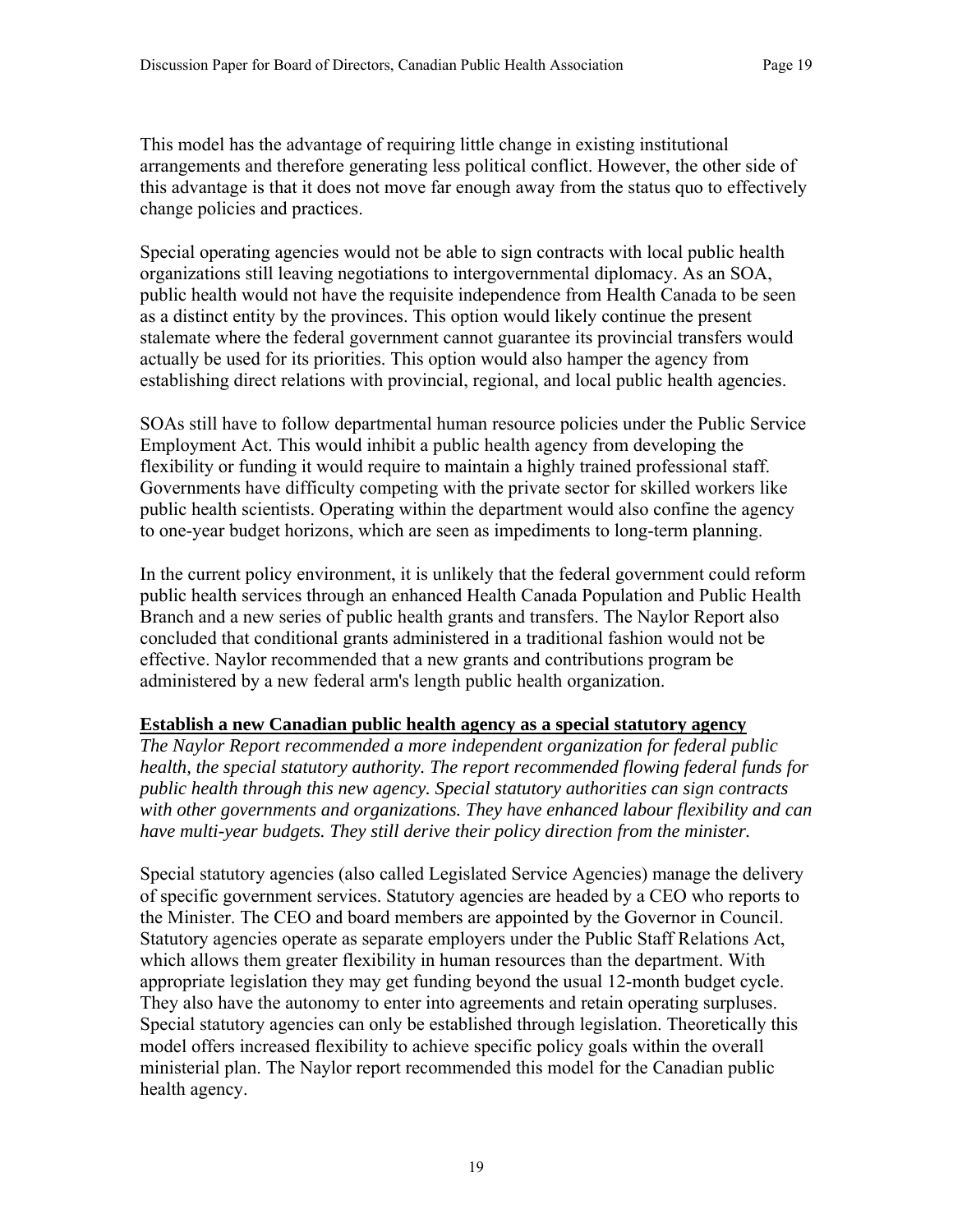This model has the advantage of requiring little change in existing institutional arrangements and therefore generating less political conflict. However, the other side of this advantage is that it does not move far enough away from the status quo to effectively change policies and practices.

Special operating agencies would not be able to sign contracts with local public health organizations still leaving negotiations to intergovernmental diplomacy. As an SOA, public health would not have the requisite independence from Health Canada to be seen as a distinct entity by the provinces. This option would likely continue the present stalemate where the federal government cannot guarantee its provincial transfers would actually be used for its priorities. This option would also hamper the agency from establishing direct relations with provincial, regional, and local public health agencies.

SOAs still have to follow departmental human resource policies under the Public Service Employment Act. This would inhibit a public health agency from developing the flexibility or funding it would require to maintain a highly trained professional staff. Governments have difficulty competing with the private sector for skilled workers like public health scientists. Operating within the department would also confine the agency to one-year budget horizons, which are seen as impediments to long-term planning.

In the current policy environment, it is unlikely that the federal government could reform public health services through an enhanced Health Canada Population and Public Health Branch and a new series of public health grants and transfers. The Naylor Report also concluded that conditional grants administered in a traditional fashion would not be effective. Naylor recommended that a new grants and contributions program be administered by a new federal arm's length public health organization.

**Establish a new Canadian public health agency as a special statutory agency**

*The Naylor Report recommended a more independent organization for federal public health, the special statutory authority. The report recommended flowing federal funds for public health through this new agency. Special statutory authorities can sign contracts with other governments and organizations. They have enhanced labour flexibility and can have multi-year budgets. They still derive their policy direction from the minister.*

Special statutory agencies (also called Legislated Service Agencies) manage the delivery of specific government services. Statutory agencies are headed by a CEO who reports to the Minister. The CEO and board members are appointed by the Governor in Council. Statutory agencies operate as separate employers under the Public Staff Relations Act, which allows them greater flexibility in human resources than the department. With appropriate legislation they may get funding beyond the usual 12-month budget cycle. They also have the autonomy to enter into agreements and retain operating surpluses. Special statutory agencies can only be established through legislation. Theoretically this model offers increased flexibility to achieve specific policy goals within the overall ministerial plan. The Naylor report recommended this model for the Canadian public health agency.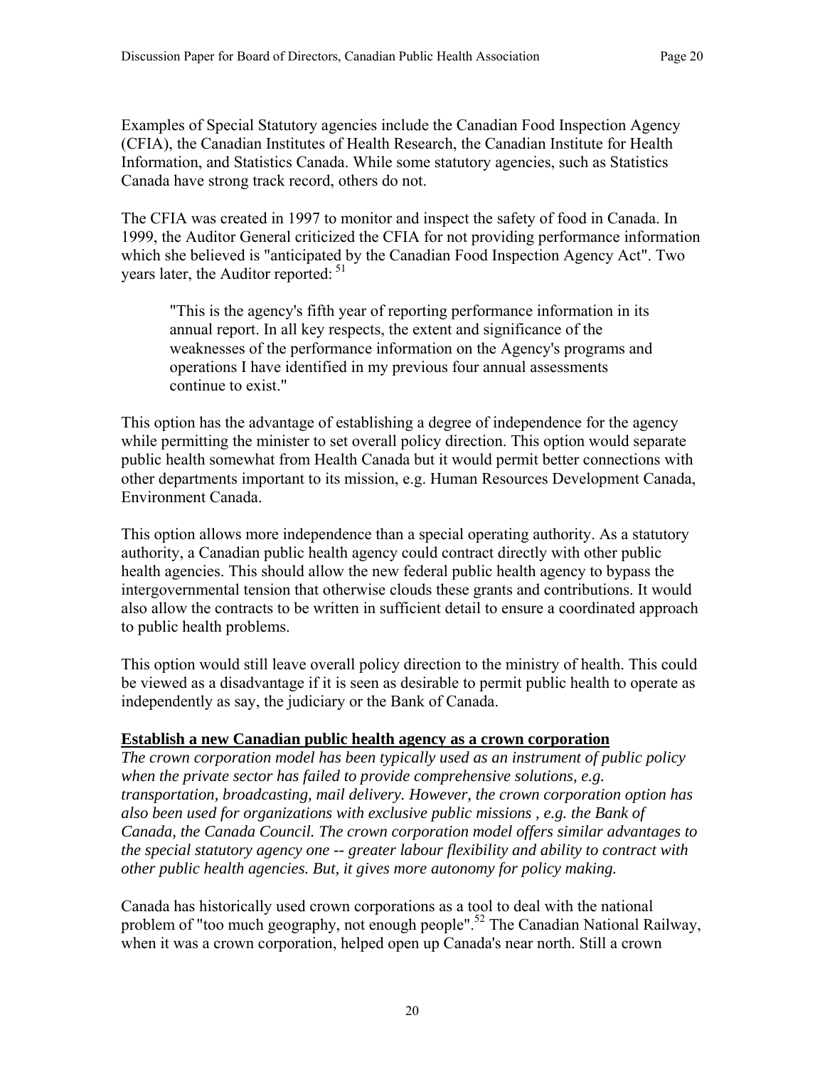Examples of Special Statutory agencies include the Canadian Food Inspection Agency (CFIA), the Canadian Institutes of Health Research, the Canadian Institute for Health Information, and Statistics Canada. While some statutory agencies, such as Statistics Canada have strong track record, others do not.

The CFIA was created in 1997 to monitor and inspect the safety of food in Canada. In 1999, the Auditor General criticized the CFIA for not providing performance information which she believed is "anticipated by the Canadian Food Inspection Agency Act". Two years later, the Auditor reported: [51]

> "This is the agency's fifth year of reporting performance information in its annual report. In all key respects, the extent and significance of the weaknesses of the performance information on the Agency's programs and operations I have identified in my previous four annual assessments continue to exist."

This option has the advantage of establishing a degree of independence for the agency while permitting the minister to set overall policy direction. This option would separate public health somewhat from Health Canada but it would permit better connections with other departments important to its mission, e.g. Human Resources Development Canada, Environment Canada.

This option allows more independence than a special operating authority. As a statutory authority, a Canadian public health agency could contract directly with other public health agencies. This should allow the new federal public health agency to bypass the intergovernmental tension that otherwise clouds these grants and contributions. It would also allow the contracts to be written in sufficient detail to ensure a coordinated approach to public health problems.

This option would still leave overall policy direction to the ministry of health. This could be viewed as a disadvantage if it is seen as desirable to permit public health to operate as independently as say, the judiciary or the Bank of Canada.

**Establish a new Canadian public health agency as a crown corporation**

*The crown corporation model has been typically used as an instrument of public policy when the private sector has failed to provide comprehensive solutions, e.g. transportation, broadcasting, mail delivery. However, the crown corporation option has also been used for organizations with exclusive public missions , e.g. the Bank of Canada, the Canada Council. The crown corporation model offers similar advantages to the special statutory agency one -- greater labour flexibility and ability to contract with other public health agencies. But, it gives more autonomy for policy making.*

Canada has historically used crown corporations as a tool to deal with the national problem of "too much geography, not enough people".[52] The Canadian National Railway, when it was a crown corporation, helped open up Canada's near north. Still a crown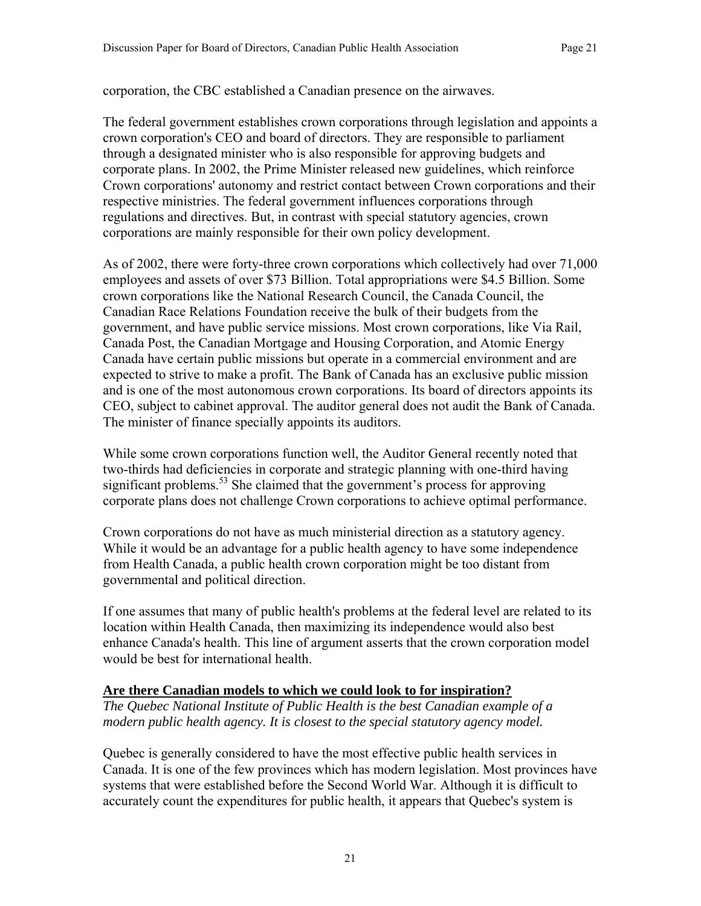corporation, the CBC established a Canadian presence on the airwaves.

The federal government establishes crown corporations through legislation and appoints a crown corporation's CEO and board of directors. They are responsible to parliament through a designated minister who is also responsible for approving budgets and corporate plans. In 2002, the Prime Minister released new guidelines, which reinforce Crown corporations' autonomy and restrict contact between Crown corporations and their respective ministries. The federal government influences corporations through regulations and directives. But, in contrast with special statutory agencies, crown corporations are mainly responsible for their own policy development.

As of 2002, there were forty-three crown corporations which collectively had over 71,000 employees and assets of over $73 Billion. Total appropriations were $4.5 Billion. Some crown corporations like the National Research Council, the Canada Council, the Canadian Race Relations Foundation receive the bulk of their budgets from the government, and have public service missions. Most crown corporations, like Via Rail, Canada Post, the Canadian Mortgage and Housing Corporation, and Atomic Energy Canada have certain public missions but operate in a commercial environment and are expected to strive to make a profit. The Bank of Canada has an exclusive public mission and is one of the most autonomous crown corporations. Its board of directors appoints its CEO, subject to cabinet approval. The auditor general does not audit the Bank of Canada. The minister of finance specially appoints its auditors.

While some crown corporations function well, the Auditor General recently noted that two-thirds had deficiencies in corporate and strategic planning with one-third having significant problems.[53] She claimed that the government's process for approving corporate plans does not challenge Crown corporations to achieve optimal performance.

Crown corporations do not have as much ministerial direction as a statutory agency. While it would be an advantage for a public health agency to have some independence from Health Canada, a public health crown corporation might be too distant from governmental and political direction.

If one assumes that many of public health's problems at the federal level are related to its location within Health Canada, then maximizing its independence would also best enhance Canada's health. This line of argument asserts that the crown corporation model would be best for international health.

**<u>Are there Canadian models to which we could look to for inspiration?</u>**

*The Quebec National Institute of Public Health is the best Canadian example of a modern public health agency. It is closest to the special statutory agency model.*

Quebec is generally considered to have the most effective public health services in Canada. It is one of the few provinces which has modern legislation. Most provinces have systems that were established before the Second World War. Although it is difficult to accurately count the expenditures for public health, it appears that Quebec's system is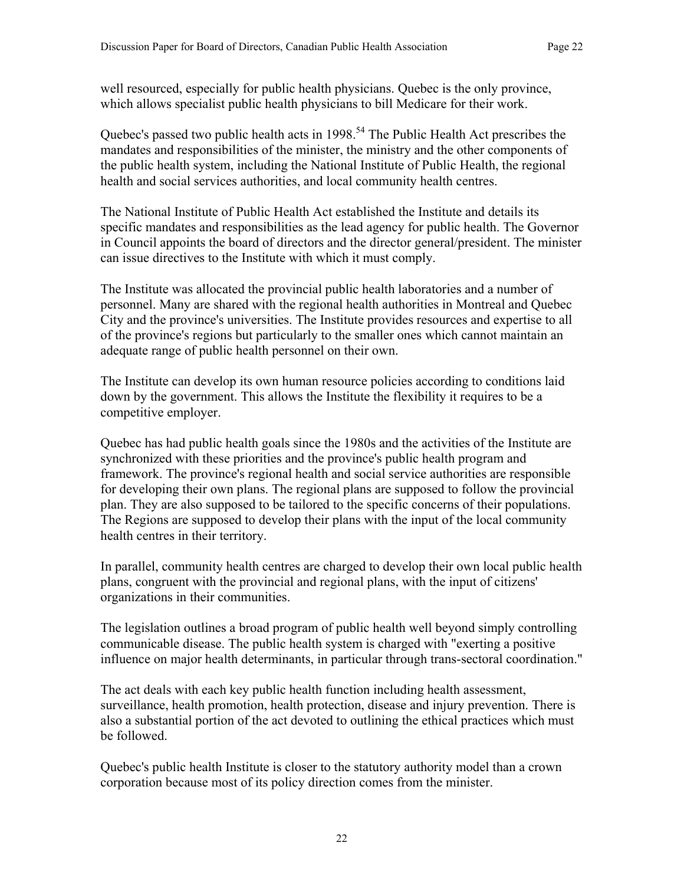well resourced, especially for public health physicians. Quebec is the only province, which allows specialist public health physicians to bill Medicare for their work.

Quebec's passed two public health acts in 1998.[54] The Public Health Act prescribes the mandates and responsibilities of the minister, the ministry and the other components of the public health system, including the National Institute of Public Health, the regional health and social services authorities, and local community health centres.

The National Institute of Public Health Act established the Institute and details its specific mandates and responsibilities as the lead agency for public health. The Governor in Council appoints the board of directors and the director general/president. The minister can issue directives to the Institute with which it must comply.

The Institute was allocated the provincial public health laboratories and a number of personnel. Many are shared with the regional health authorities in Montreal and Quebec City and the province's universities. The Institute provides resources and expertise to all of the province's regions but particularly to the smaller ones which cannot maintain an adequate range of public health personnel on their own.

The Institute can develop its own human resource policies according to conditions laid down by the government. This allows the Institute the flexibility it requires to be a competitive employer.

Quebec has had public health goals since the 1980s and the activities of the Institute are synchronized with these priorities and the province's public health program and framework. The province's regional health and social service authorities are responsible for developing their own plans. The regional plans are supposed to follow the provincial plan. They are also supposed to be tailored to the specific concerns of their populations. The Regions are supposed to develop their plans with the input of the local community health centres in their territory.

In parallel, community health centres are charged to develop their own local public health plans, congruent with the provincial and regional plans, with the input of citizens' organizations in their communities.

The legislation outlines a broad program of public health well beyond simply controlling communicable disease. The public health system is charged with "exerting a positive influence on major health determinants, in particular through trans-sectoral coordination."

The act deals with each key public health function including health assessment, surveillance, health promotion, health protection, disease and injury prevention. There is also a substantial portion of the act devoted to outlining the ethical practices which must be followed.

Quebec's public health Institute is closer to the statutory authority model than a crown corporation because most of its policy direction comes from the minister.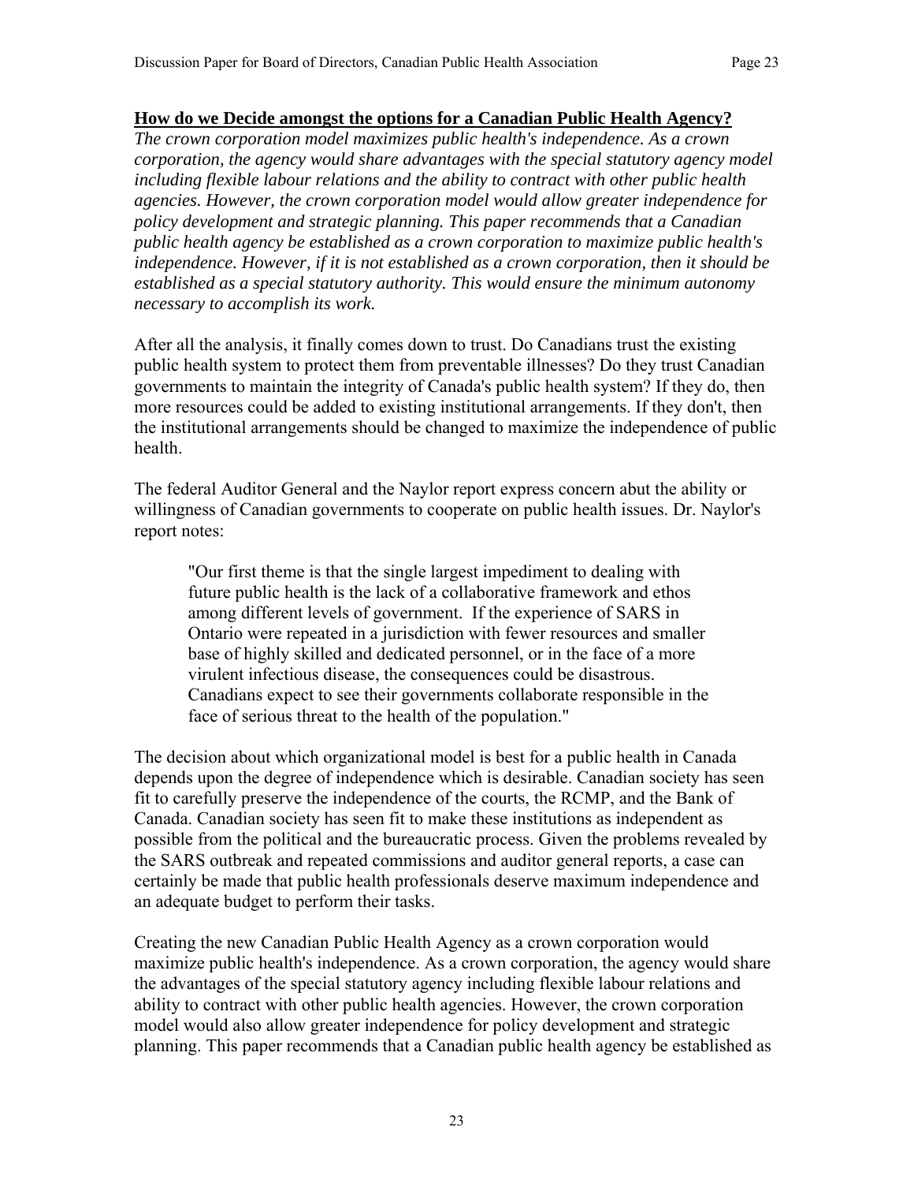**How do we Decide amongst the options for a Canadian Public Health Agency?**

*The crown corporation model maximizes public health's independence. As a crown corporation, the agency would share advantages with the special statutory agency model including flexible labour relations and the ability to contract with other public health agencies. However, the crown corporation model would allow greater independence for policy development and strategic planning. This paper recommends that a Canadian public health agency be established as a crown corporation to maximize public health's independence. However, if it is not established as a crown corporation, then it should be established as a special statutory authority. This would ensure the minimum autonomy necessary to accomplish its work.*

After all the analysis, it finally comes down to trust. Do Canadians trust the existing public health system to protect them from preventable illnesses? Do they trust Canadian governments to maintain the integrity of Canada's public health system? If they do, then more resources could be added to existing institutional arrangements. If they don't, then the institutional arrangements should be changed to maximize the independence of public health.

The federal Auditor General and the Naylor report express concern abut the ability or willingness of Canadian governments to cooperate on public health issues. Dr. Naylor's report notes:

> "Our first theme is that the single largest impediment to dealing with future public health is the lack of a collaborative framework and ethos among different levels of government. If the experience of SARS in Ontario were repeated in a jurisdiction with fewer resources and smaller base of highly skilled and dedicated personnel, or in the face of a more virulent infectious disease, the consequences could be disastrous. Canadians expect to see their governments collaborate responsible in the face of serious threat to the health of the population."

The decision about which organizational model is best for a public health in Canada depends upon the degree of independence which is desirable. Canadian society has seen fit to carefully preserve the independence of the courts, the RCMP, and the Bank of Canada. Canadian society has seen fit to make these institutions as independent as possible from the political and the bureaucratic process. Given the problems revealed by the SARS outbreak and repeated commissions and auditor general reports, a case can certainly be made that public health professionals deserve maximum independence and an adequate budget to perform their tasks.

Creating the new Canadian Public Health Agency as a crown corporation would maximize public health's independence. As a crown corporation, the agency would share the advantages of the special statutory agency including flexible labour relations and ability to contract with other public health agencies. However, the crown corporation model would also allow greater independence for policy development and strategic planning. This paper recommends that a Canadian public health agency be established as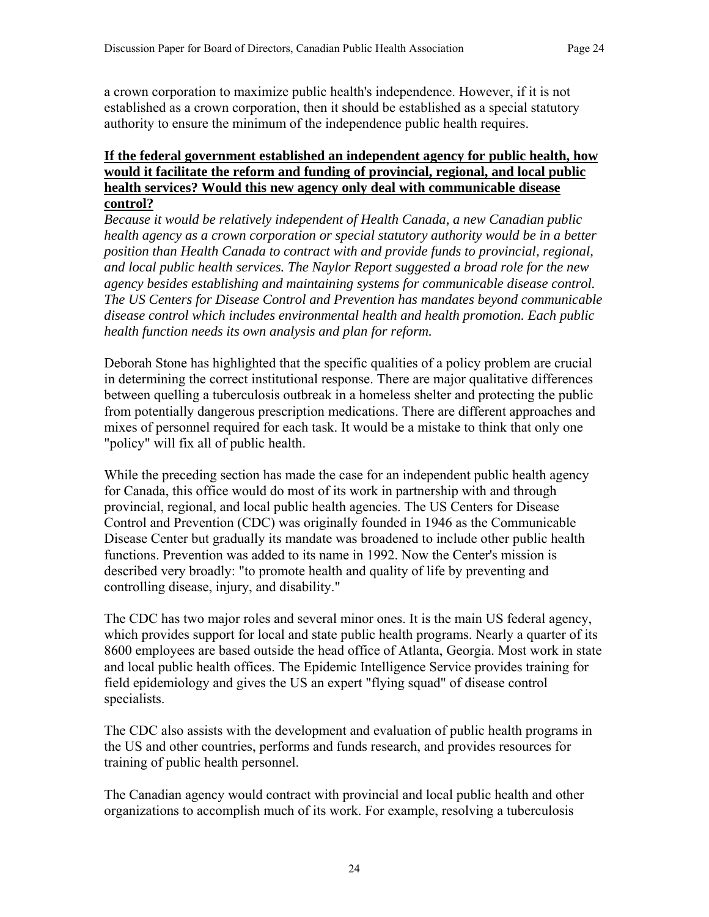a crown corporation to maximize public health's independence. However, if it is not established as a crown corporation, then it should be established as a special statutory authority to ensure the minimum of the independence public health requires.

**If the federal government established an independent agency for public health, how would it facilitate the reform and funding of provincial, regional, and local public health services? Would this new agency only deal with communicable disease control?**

*Because it would be relatively independent of Health Canada, a new Canadian public health agency as a crown corporation or special statutory authority would be in a better position than Health Canada to contract with and provide funds to provincial, regional, and local public health services. The Naylor Report suggested a broad role for the new agency besides establishing and maintaining systems for communicable disease control. The US Centers for Disease Control and Prevention has mandates beyond communicable disease control which includes environmental health and health promotion. Each public health function needs its own analysis and plan for reform.*

Deborah Stone has highlighted that the specific qualities of a policy problem are crucial in determining the correct institutional response. There are major qualitative differences between quelling a tuberculosis outbreak in a homeless shelter and protecting the public from potentially dangerous prescription medications. There are different approaches and mixes of personnel required for each task. It would be a mistake to think that only one "policy" will fix all of public health.

While the preceding section has made the case for an independent public health agency for Canada, this office would do most of its work in partnership with and through provincial, regional, and local public health agencies. The US Centers for Disease Control and Prevention (CDC) was originally founded in 1946 as the Communicable Disease Center but gradually its mandate was broadened to include other public health functions. Prevention was added to its name in 1992. Now the Center's mission is described very broadly: "to promote health and quality of life by preventing and controlling disease, injury, and disability."

The CDC has two major roles and several minor ones. It is the main US federal agency, which provides support for local and state public health programs. Nearly a quarter of its 8600 employees are based outside the head office of Atlanta, Georgia. Most work in state and local public health offices. The Epidemic Intelligence Service provides training for field epidemiology and gives the US an expert "flying squad" of disease control specialists.

The CDC also assists with the development and evaluation of public health programs in the US and other countries, performs and funds research, and provides resources for training of public health personnel.

The Canadian agency would contract with provincial and local public health and other organizations to accomplish much of its work. For example, resolving a tuberculosis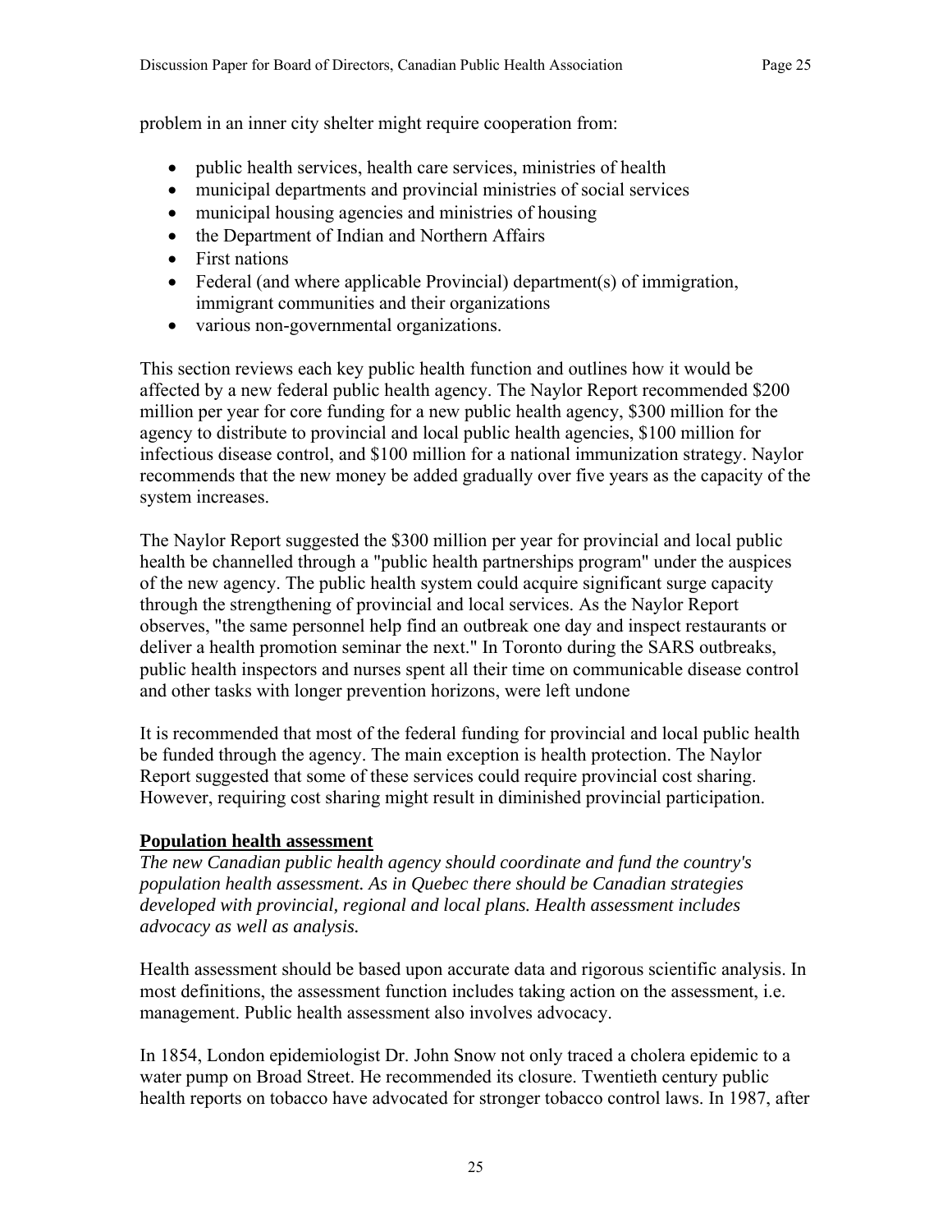problem in an inner city shelter might require cooperation from:

- public health services, health care services, ministries of health
- municipal departments and provincial ministries of social services
- municipal housing agencies and ministries of housing
- the Department of Indian and Northern Affairs
- First nations
- Federal (and where applicable Provincial) department(s) of immigration, immigrant communities and their organizations
- various non-governmental organizations.

This section reviews each key public health function and outlines how it would be affected by a new federal public health agency. The Naylor Report recommended $200 million per year for core funding for a new public health agency, $300 million for the agency to distribute to provincial and local public health agencies, $100 million for infectious disease control, and $100 million for a national immunization strategy. Naylor recommends that the new money be added gradually over five years as the capacity of the system increases.

The Naylor Report suggested the $300 million per year for provincial and local public health be channelled through a "public health partnerships program" under the auspices of the new agency. The public health system could acquire significant surge capacity through the strengthening of provincial and local services. As the Naylor Report observes, "the same personnel help find an outbreak one day and inspect restaurants or deliver a health promotion seminar the next." In Toronto during the SARS outbreaks, public health inspectors and nurses spent all their time on communicable disease control and other tasks with longer prevention horizons, were left undone

It is recommended that most of the federal funding for provincial and local public health be funded through the agency. The main exception is health protection. The Naylor Report suggested that some of these services could require provincial cost sharing. However, requiring cost sharing might result in diminished provincial participation.

**Population health assessment**

*The new Canadian public health agency should coordinate and fund the country's population health assessment. As in Quebec there should be Canadian strategies developed with provincial, regional and local plans. Health assessment includes advocacy as well as analysis.*

Health assessment should be based upon accurate data and rigorous scientific analysis. In most definitions, the assessment function includes taking action on the assessment, i.e. management. Public health assessment also involves advocacy.

In 1854, London epidemiologist Dr. John Snow not only traced a cholera epidemic to a water pump on Broad Street. He recommended its closure. Twentieth century public health reports on tobacco have advocated for stronger tobacco control laws. In 1987, after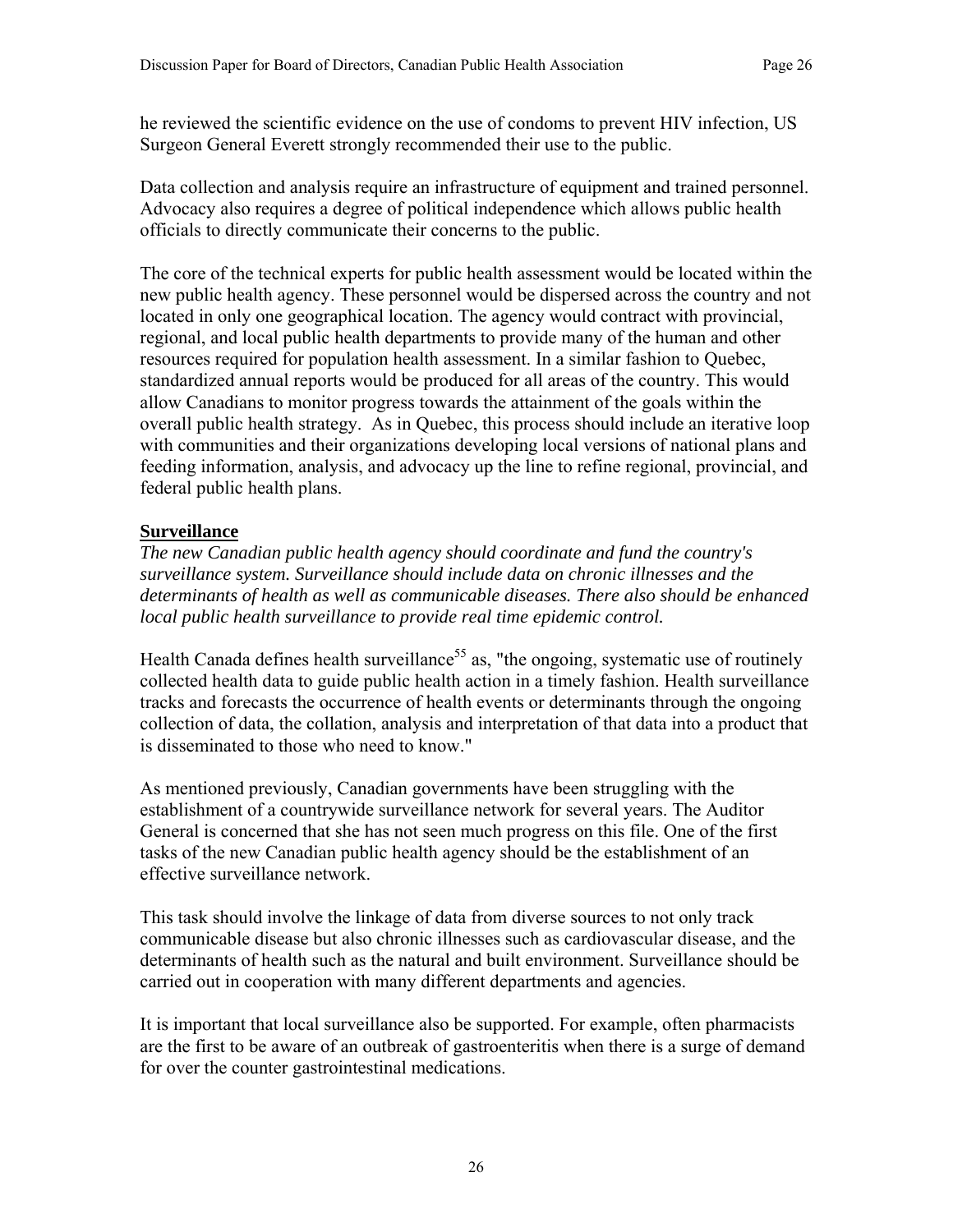he reviewed the scientific evidence on the use of condoms to prevent HIV infection, US Surgeon General Everett strongly recommended their use to the public.

Data collection and analysis require an infrastructure of equipment and trained personnel. Advocacy also requires a degree of political independence which allows public health officials to directly communicate their concerns to the public.

The core of the technical experts for public health assessment would be located within the new public health agency. These personnel would be dispersed across the country and not located in only one geographical location. The agency would contract with provincial, regional, and local public health departments to provide many of the human and other resources required for population health assessment. In a similar fashion to Quebec, standardized annual reports would be produced for all areas of the country. This would allow Canadians to monitor progress towards the attainment of the goals within the overall public health strategy. As in Quebec, this process should include an iterative loop with communities and their organizations developing local versions of national plans and feeding information, analysis, and advocacy up the line to refine regional, provincial, and federal public health plans.

## Surveillance

*The new Canadian public health agency should coordinate and fund the country's surveillance system. Surveillance should include data on chronic illnesses and the determinants of health as well as communicable diseases. There also should be enhanced local public health surveillance to provide real time epidemic control.*

Health Canada defines health surveillance[55] as, "the ongoing, systematic use of routinely collected health data to guide public health action in a timely fashion. Health surveillance tracks and forecasts the occurrence of health events or determinants through the ongoing collection of data, the collation, analysis and interpretation of that data into a product that is disseminated to those who need to know."

As mentioned previously, Canadian governments have been struggling with the establishment of a countrywide surveillance network for several years. The Auditor General is concerned that she has not seen much progress on this file. One of the first tasks of the new Canadian public health agency should be the establishment of an effective surveillance network.

This task should involve the linkage of data from diverse sources to not only track communicable disease but also chronic illnesses such as cardiovascular disease, and the determinants of health such as the natural and built environment. Surveillance should be carried out in cooperation with many different departments and agencies.

It is important that local surveillance also be supported. For example, often pharmacists are the first to be aware of an outbreak of gastroenteritis when there is a surge of demand for over the counter gastrointestinal medications.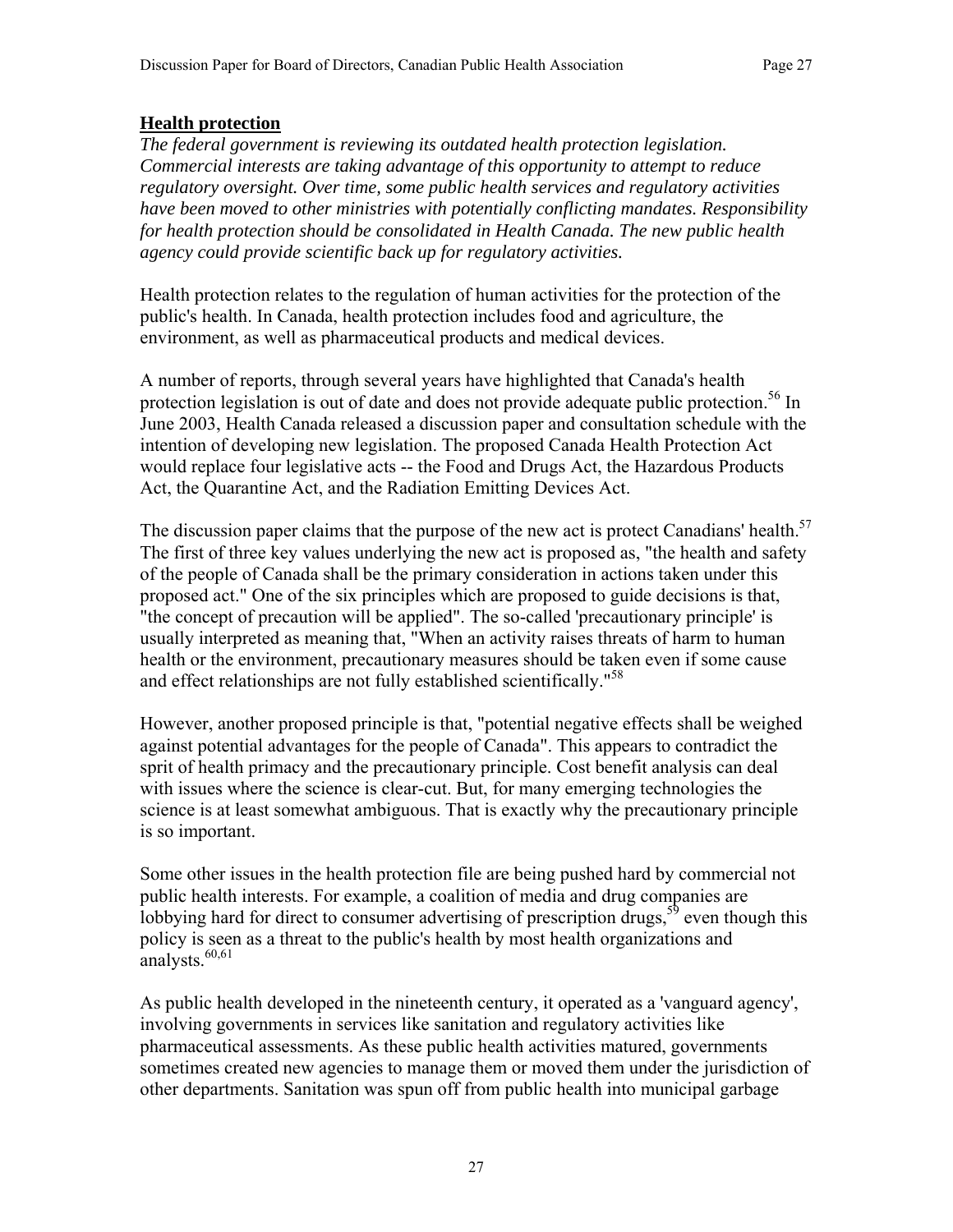## Health protection

*The federal government is reviewing its outdated health protection legislation. Commercial interests are taking advantage of this opportunity to attempt to reduce regulatory oversight. Over time, some public health services and regulatory activities have been moved to other ministries with potentially conflicting mandates. Responsibility for health protection should be consolidated in Health Canada. The new public health agency could provide scientific back up for regulatory activities.*

Health protection relates to the regulation of human activities for the protection of the public's health. In Canada, health protection includes food and agriculture, the environment, as well as pharmaceutical products and medical devices.

A number of reports, through several years have highlighted that Canada's health protection legislation is out of date and does not provide adequate public protection.[56] In June 2003, Health Canada released a discussion paper and consultation schedule with the intention of developing new legislation. The proposed Canada Health Protection Act would replace four legislative acts -- the Food and Drugs Act, the Hazardous Products Act, the Quarantine Act, and the Radiation Emitting Devices Act.

The discussion paper claims that the purpose of the new act is protect Canadians' health.[57] The first of three key values underlying the new act is proposed as, "the health and safety of the people of Canada shall be the primary consideration in actions taken under this proposed act." One of the six principles which are proposed to guide decisions is that, "the concept of precaution will be applied". The so-called 'precautionary principle' is usually interpreted as meaning that, "When an activity raises threats of harm to human health or the environment, precautionary measures should be taken even if some cause and effect relationships are not fully established scientifically."[58]

However, another proposed principle is that, "potential negative effects shall be weighed against potential advantages for the people of Canada". This appears to contradict the sprit of health primacy and the precautionary principle. Cost benefit analysis can deal with issues where the science is clear-cut. But, for many emerging technologies the science is at least somewhat ambiguous. That is exactly why the precautionary principle is so important.

Some other issues in the health protection file are being pushed hard by commercial not public health interests. For example, a coalition of media and drug companies are lobbying hard for direct to consumer advertising of prescription drugs,[59] even though this policy is seen as a threat to the public's health by most health organizations and analysts.[60,61]

As public health developed in the nineteenth century, it operated as a 'vanguard agency', involving governments in services like sanitation and regulatory activities like pharmaceutical assessments. As these public health activities matured, governments sometimes created new agencies to manage them or moved them under the jurisdiction of other departments. Sanitation was spun off from public health into municipal garbage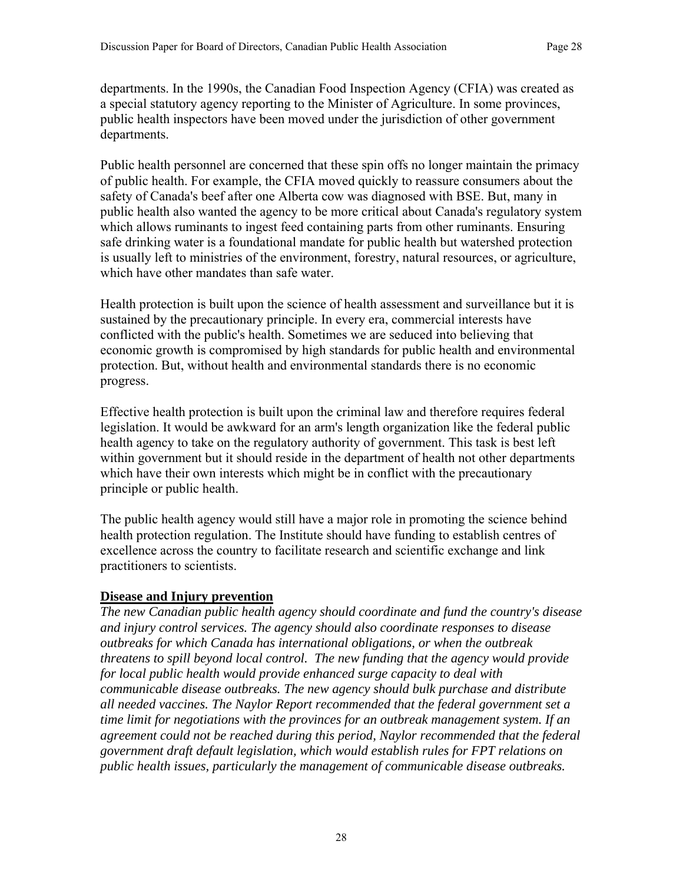departments. In the 1990s, the Canadian Food Inspection Agency (CFIA) was created as a special statutory agency reporting to the Minister of Agriculture. In some provinces, public health inspectors have been moved under the jurisdiction of other government departments.

Public health personnel are concerned that these spin offs no longer maintain the primacy of public health. For example, the CFIA moved quickly to reassure consumers about the safety of Canada's beef after one Alberta cow was diagnosed with BSE. But, many in public health also wanted the agency to be more critical about Canada's regulatory system which allows ruminants to ingest feed containing parts from other ruminants. Ensuring safe drinking water is a foundational mandate for public health but watershed protection is usually left to ministries of the environment, forestry, natural resources, or agriculture, which have other mandates than safe water.

Health protection is built upon the science of health assessment and surveillance but it is sustained by the precautionary principle. In every era, commercial interests have conflicted with the public's health. Sometimes we are seduced into believing that economic growth is compromised by high standards for public health and environmental protection. But, without health and environmental standards there is no economic progress.

Effective health protection is built upon the criminal law and therefore requires federal legislation. It would be awkward for an arm's length organization like the federal public health agency to take on the regulatory authority of government. This task is best left within government but it should reside in the department of health not other departments which have their own interests which might be in conflict with the precautionary principle or public health.

The public health agency would still have a major role in promoting the science behind health protection regulation. The Institute should have funding to establish centres of excellence across the country to facilitate research and scientific exchange and link practitioners to scientists.

**Disease and Injury prevention**

*The new Canadian public health agency should coordinate and fund the country's disease and injury control services. The agency should also coordinate responses to disease outbreaks for which Canada has international obligations, or when the outbreak threatens to spill beyond local control. The new funding that the agency would provide for local public health would provide enhanced surge capacity to deal with communicable disease outbreaks. The new agency should bulk purchase and distribute all needed vaccines. The Naylor Report recommended that the federal government set a time limit for negotiations with the provinces for an outbreak management system. If an agreement could not be reached during this period, Naylor recommended that the federal government draft default legislation, which would establish rules for FPT relations on public health issues, particularly the management of communicable disease outbreaks.*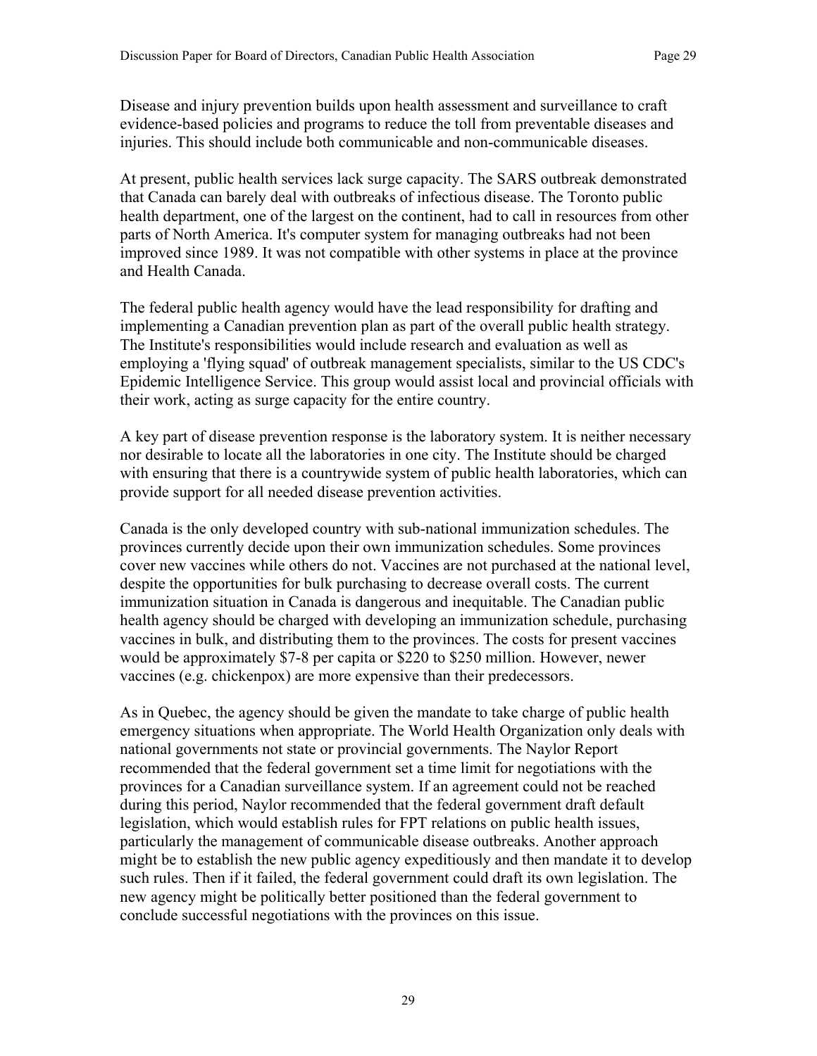Disease and injury prevention builds upon health assessment and surveillance to craft evidence-based policies and programs to reduce the toll from preventable diseases and injuries. This should include both communicable and non-communicable diseases.

At present, public health services lack surge capacity. The SARS outbreak demonstrated that Canada can barely deal with outbreaks of infectious disease. The Toronto public health department, one of the largest on the continent, had to call in resources from other parts of North America. It's computer system for managing outbreaks had not been improved since 1989. It was not compatible with other systems in place at the province and Health Canada.

The federal public health agency would have the lead responsibility for drafting and implementing a Canadian prevention plan as part of the overall public health strategy. The Institute's responsibilities would include research and evaluation as well as employing a 'flying squad' of outbreak management specialists, similar to the US CDC's Epidemic Intelligence Service. This group would assist local and provincial officials with their work, acting as surge capacity for the entire country.

A key part of disease prevention response is the laboratory system. It is neither necessary nor desirable to locate all the laboratories in one city. The Institute should be charged with ensuring that there is a countrywide system of public health laboratories, which can provide support for all needed disease prevention activities.

Canada is the only developed country with sub-national immunization schedules. The provinces currently decide upon their own immunization schedules. Some provinces cover new vaccines while others do not. Vaccines are not purchased at the national level, despite the opportunities for bulk purchasing to decrease overall costs. The current immunization situation in Canada is dangerous and inequitable. The Canadian public health agency should be charged with developing an immunization schedule, purchasing vaccines in bulk, and distributing them to the provinces. The costs for present vaccines would be approximately $7-8 per capita or $220 to $250 million. However, newer vaccines (e.g. chickenpox) are more expensive than their predecessors.

As in Quebec, the agency should be given the mandate to take charge of public health emergency situations when appropriate. The World Health Organization only deals with national governments not state or provincial governments. The Naylor Report recommended that the federal government set a time limit for negotiations with the provinces for a Canadian surveillance system. If an agreement could not be reached during this period, Naylor recommended that the federal government draft default legislation, which would establish rules for FPT relations on public health issues, particularly the management of communicable disease outbreaks. Another approach might be to establish the new public agency expeditiously and then mandate it to develop such rules. Then if it failed, the federal government could draft its own legislation. The new agency might be politically better positioned than the federal government to conclude successful negotiations with the provinces on this issue.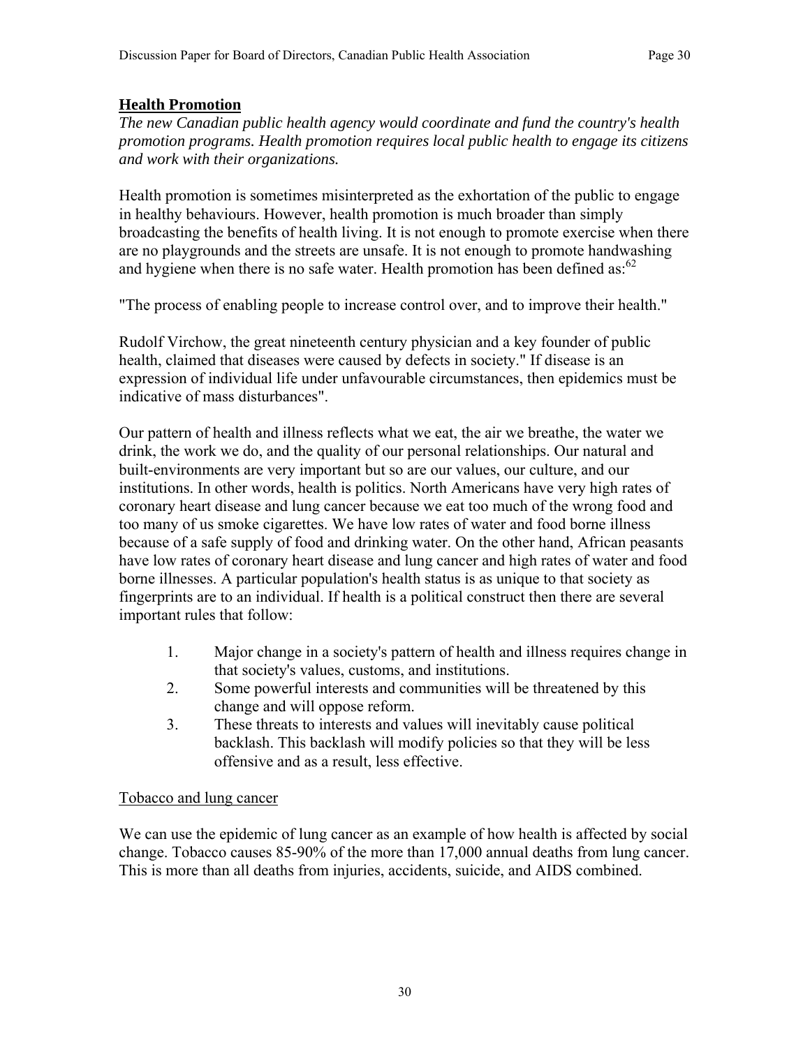## **Health Promotion**

*The new Canadian public health agency would coordinate and fund the country's health promotion programs. Health promotion requires local public health to engage its citizens and work with their organizations.*

Health promotion is sometimes misinterpreted as the exhortation of the public to engage in healthy behaviours. However, health promotion is much broader than simply broadcasting the benefits of health living. It is not enough to promote exercise when there are no playgrounds and the streets are unsafe. It is not enough to promote handwashing and hygiene when there is no safe water. Health promotion has been defined as:[62]

"The process of enabling people to increase control over, and to improve their health."

Rudolf Virchow, the great nineteenth century physician and a key founder of public health, claimed that diseases were caused by defects in society." If disease is an expression of individual life under unfavourable circumstances, then epidemics must be indicative of mass disturbances".

Our pattern of health and illness reflects what we eat, the air we breathe, the water we drink, the work we do, and the quality of our personal relationships. Our natural and built-environments are very important but so are our values, our culture, and our institutions. In other words, health is politics. North Americans have very high rates of coronary heart disease and lung cancer because we eat too much of the wrong food and too many of us smoke cigarettes. We have low rates of water and food borne illness because of a safe supply of food and drinking water. On the other hand, African peasants have low rates of coronary heart disease and lung cancer and high rates of water and food borne illnesses. A particular population's health status is as unique to that society as fingerprints are to an individual. If health is a political construct then there are several important rules that follow:

1. Major change in a society's pattern of health and illness requires change in that society's values, customs, and institutions.
2. Some powerful interests and communities will be threatened by this change and will oppose reform.
3. These threats to interests and values will inevitably cause political backlash. This backlash will modify policies so that they will be less offensive and as a result, less effective.

Tobacco and lung cancer

We can use the epidemic of lung cancer as an example of how health is affected by social change. Tobacco causes 85-90% of the more than 17,000 annual deaths from lung cancer. This is more than all deaths from injuries, accidents, suicide, and AIDS combined.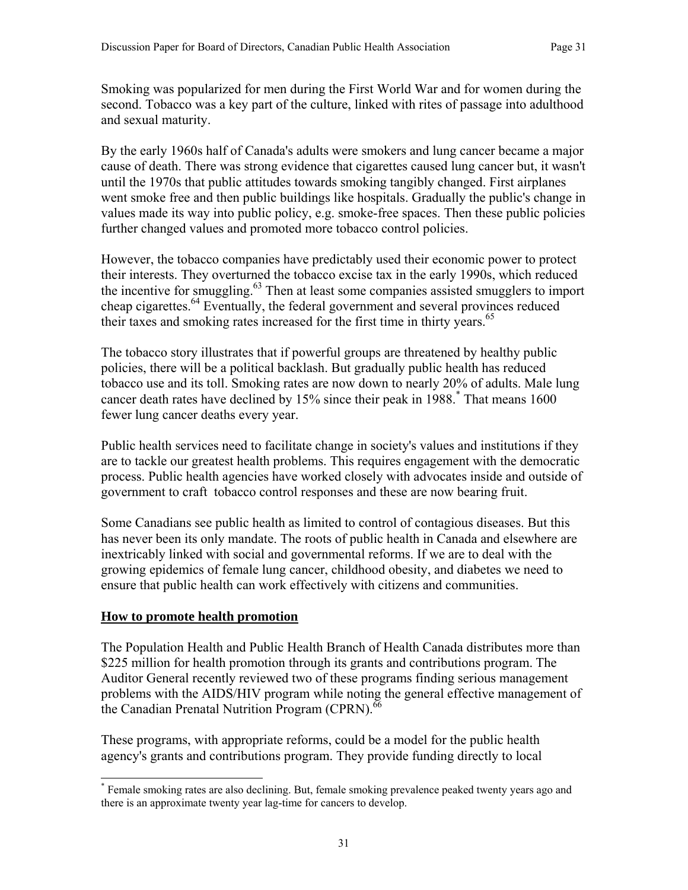Smoking was popularized for men during the First World War and for women during the second. Tobacco was a key part of the culture, linked with rites of passage into adulthood and sexual maturity.

By the early 1960s half of Canada's adults were smokers and lung cancer became a major cause of death. There was strong evidence that cigarettes caused lung cancer but, it wasn't until the 1970s that public attitudes towards smoking tangibly changed. First airplanes went smoke free and then public buildings like hospitals. Gradually the public's change in values made its way into public policy, e.g. smoke-free spaces. Then these public policies further changed values and promoted more tobacco control policies.

However, the tobacco companies have predictably used their economic power to protect their interests. They overturned the tobacco excise tax in the early 1990s, which reduced the incentive for smuggling.[63] Then at least some companies assisted smugglers to import cheap cigarettes.[64] Eventually, the federal government and several provinces reduced their taxes and smoking rates increased for the first time in thirty years.[65]

The tobacco story illustrates that if powerful groups are threatened by healthy public policies, there will be a political backlash. But gradually public health has reduced tobacco use and its toll. Smoking rates are now down to nearly 20% of adults. Male lung cancer death rates have declined by 15% since their peak in 1988.[*] That means 1600 fewer lung cancer deaths every year.

Public health services need to facilitate change in society's values and institutions if they are to tackle our greatest health problems. This requires engagement with the democratic process. Public health agencies have worked closely with advocates inside and outside of government to craft tobacco control responses and these are now bearing fruit.

Some Canadians see public health as limited to control of contagious diseases. But this has never been its only mandate. The roots of public health in Canada and elsewhere are inextricably linked with social and governmental reforms. If we are to deal with the growing epidemics of female lung cancer, childhood obesity, and diabetes we need to ensure that public health can work effectively with citizens and communities.

## How to promote health promotion

The Population Health and Public Health Branch of Health Canada distributes more than $225 million for health promotion through its grants and contributions program. The Auditor General recently reviewed two of these programs finding serious management problems with the AIDS/HIV program while noting the general effective management of the Canadian Prenatal Nutrition Program (CPRN).[66]

These programs, with appropriate reforms, could be a model for the public health agency's grants and contributions program. They provide funding directly to local

---

[*] Female smoking rates are also declining. But, female smoking prevalence peaked twenty years ago and there is an approximate twenty year lag-time for cancers to develop.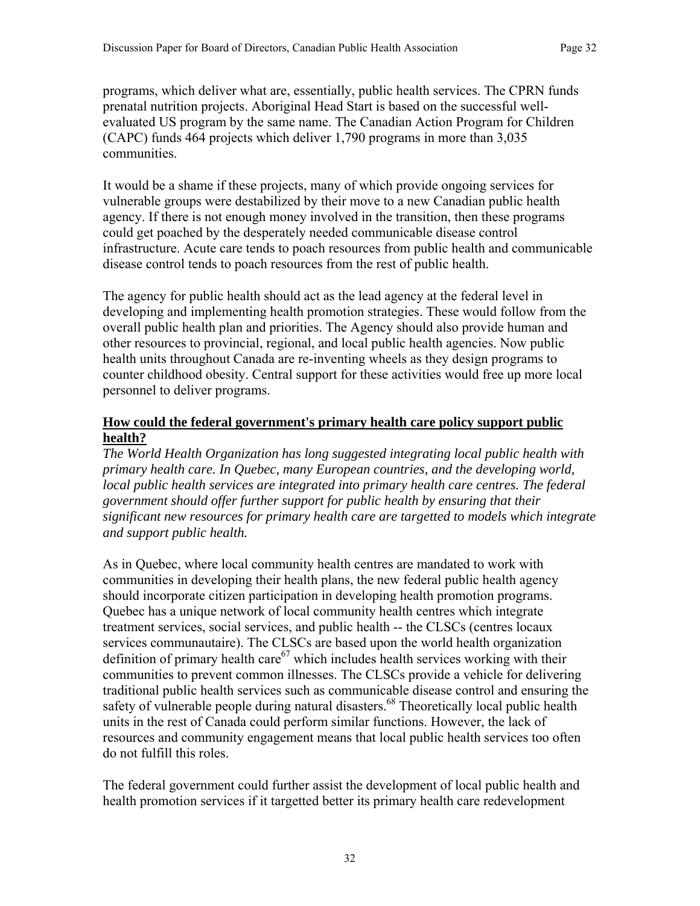programs, which deliver what are, essentially, public health services. The CPRN funds prenatal nutrition projects. Aboriginal Head Start is based on the successful well-evaluated US program by the same name. The Canadian Action Program for Children (CAPC) funds 464 projects which deliver 1,790 programs in more than 3,035 communities.

It would be a shame if these projects, many of which provide ongoing services for vulnerable groups were destabilized by their move to a new Canadian public health agency. If there is not enough money involved in the transition, then these programs could get poached by the desperately needed communicable disease control infrastructure. Acute care tends to poach resources from public health and communicable disease control tends to poach resources from the rest of public health.

The agency for public health should act as the lead agency at the federal level in developing and implementing health promotion strategies. These would follow from the overall public health plan and priorities. The Agency should also provide human and other resources to provincial, regional, and local public health agencies. Now public health units throughout Canada are re-inventing wheels as they design programs to counter childhood obesity. Central support for these activities would free up more local personnel to deliver programs.

**How could the federal government's primary health care policy support public health?**

*The World Health Organization has long suggested integrating local public health with primary health care. In Quebec, many European countries, and the developing world, local public health services are integrated into primary health care centres. The federal government should offer further support for public health by ensuring that their significant new resources for primary health care are targetted to models which integrate and support public health.*

As in Quebec, where local community health centres are mandated to work with communities in developing their health plans, the new federal public health agency should incorporate citizen participation in developing health promotion programs. Quebec has a unique network of local community health centres which integrate treatment services, social services, and public health -- the CLSCs (centres locaux services communautaire). The CLSCs are based upon the world health organization definition of primary health care[67] which includes health services working with their communities to prevent common illnesses. The CLSCs provide a vehicle for delivering traditional public health services such as communicable disease control and ensuring the safety of vulnerable people during natural disasters.[68] Theoretically local public health units in the rest of Canada could perform similar functions. However, the lack of resources and community engagement means that local public health services too often do not fulfill this roles.

The federal government could further assist the development of local public health and health promotion services if it targetted better its primary health care redevelopment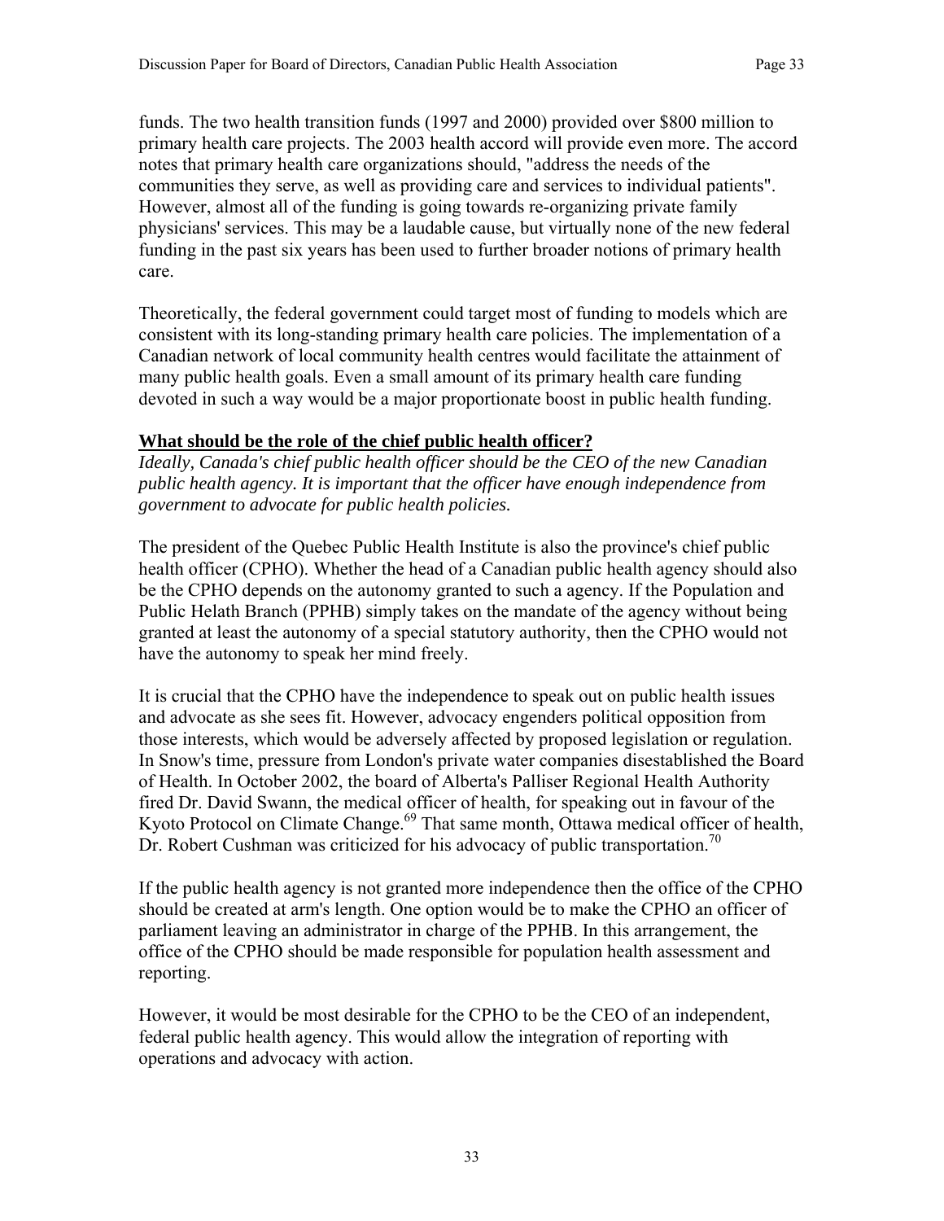funds. The two health transition funds (1997 and 2000) provided over $800 million to primary health care projects. The 2003 health accord will provide even more. The accord notes that primary health care organizations should, "address the needs of the communities they serve, as well as providing care and services to individual patients". However, almost all of the funding is going towards re-organizing private family physicians' services. This may be a laudable cause, but virtually none of the new federal funding in the past six years has been used to further broader notions of primary health care.

Theoretically, the federal government could target most of funding to models which are consistent with its long-standing primary health care policies. The implementation of a Canadian network of local community health centres would facilitate the attainment of many public health goals. Even a small amount of its primary health care funding devoted in such a way would be a major proportionate boost in public health funding.

**What should be the role of the chief public health officer?**

*Ideally, Canada's chief public health officer should be the CEO of the new Canadian public health agency. It is important that the officer have enough independence from government to advocate for public health policies.*

The president of the Quebec Public Health Institute is also the province's chief public health officer (CPHO). Whether the head of a Canadian public health agency should also be the CPHO depends on the autonomy granted to such a agency. If the Population and Public Helath Branch (PPHB) simply takes on the mandate of the agency without being granted at least the autonomy of a special statutory authority, then the CPHO would not have the autonomy to speak her mind freely.

It is crucial that the CPHO have the independence to speak out on public health issues and advocate as she sees fit. However, advocacy engenders political opposition from those interests, which would be adversely affected by proposed legislation or regulation. In Snow's time, pressure from London's private water companies disestablished the Board of Health. In October 2002, the board of Alberta's Palliser Regional Health Authority fired Dr. David Swann, the medical officer of health, for speaking out in favour of the Kyoto Protocol on Climate Change.[69] That same month, Ottawa medical officer of health, Dr. Robert Cushman was criticized for his advocacy of public transportation.[70]

If the public health agency is not granted more independence then the office of the CPHO should be created at arm's length. One option would be to make the CPHO an officer of parliament leaving an administrator in charge of the PPHB. In this arrangement, the office of the CPHO should be made responsible for population health assessment and reporting.

However, it would be most desirable for the CPHO to be the CEO of an independent, federal public health agency. This would allow the integration of reporting with operations and advocacy with action.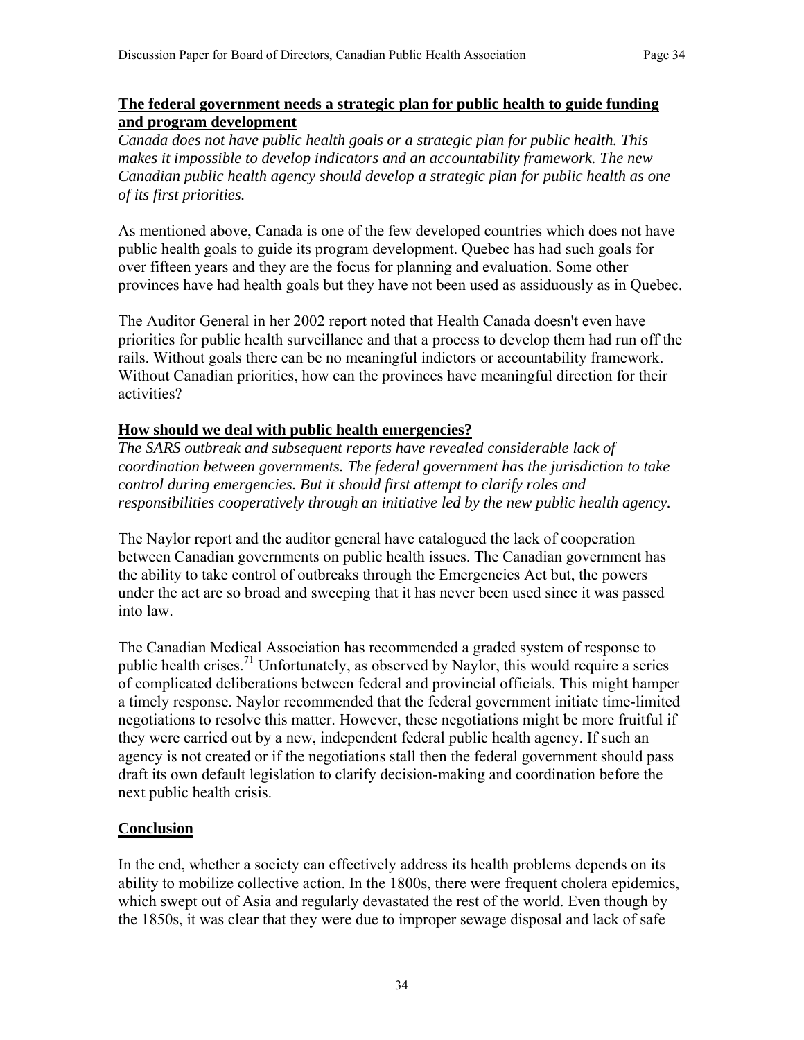**<u>The federal government needs a strategic plan for public health to guide funding and program development</u>**

*Canada does not have public health goals or a strategic plan for public health. This makes it impossible to develop indicators and an accountability framework. The new Canadian public health agency should develop a strategic plan for public health as one of its first priorities.*

As mentioned above, Canada is one of the few developed countries which does not have public health goals to guide its program development. Quebec has had such goals for over fifteen years and they are the focus for planning and evaluation. Some other provinces have had health goals but they have not been used as assiduously as in Quebec.

The Auditor General in her 2002 report noted that Health Canada doesn't even have priorities for public health surveillance and that a process to develop them had run off the rails. Without goals there can be no meaningful indictors or accountability framework. Without Canadian priorities, how can the provinces have meaningful direction for their activities?

**<u>How should we deal with public health emergencies?</u>**

*The SARS outbreak and subsequent reports have revealed considerable lack of coordination between governments. The federal government has the jurisdiction to take control during emergencies. But it should first attempt to clarify roles and responsibilities cooperatively through an initiative led by the new public health agency.*

The Naylor report and the auditor general have catalogued the lack of cooperation between Canadian governments on public health issues. The Canadian government has the ability to take control of outbreaks through the Emergencies Act but, the powers under the act are so broad and sweeping that it has never been used since it was passed into law.

The Canadian Medical Association has recommended a graded system of response to public health crises.[71] Unfortunately, as observed by Naylor, this would require a series of complicated deliberations between federal and provincial officials. This might hamper a timely response. Naylor recommended that the federal government initiate time-limited negotiations to resolve this matter. However, these negotiations might be more fruitful if they were carried out by a new, independent federal public health agency. If such an agency is not created or if the negotiations stall then the federal government should pass draft its own default legislation to clarify decision-making and coordination before the next public health crisis.

**<u>Conclusion</u>**

In the end, whether a society can effectively address its health problems depends on its ability to mobilize collective action. In the 1800s, there were frequent cholera epidemics, which swept out of Asia and regularly devastated the rest of the world. Even though by the 1850s, it was clear that they were due to improper sewage disposal and lack of safe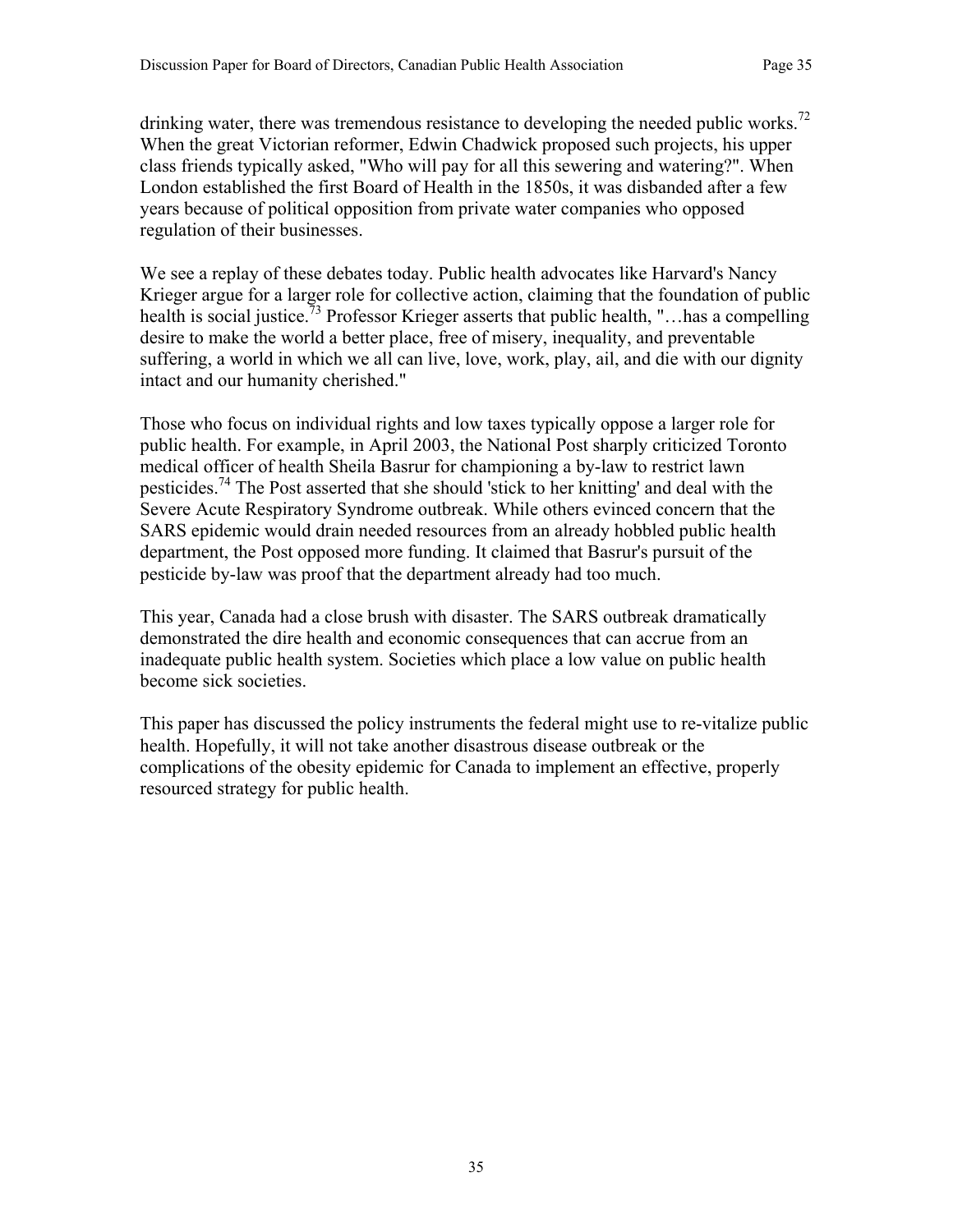drinking water, there was tremendous resistance to developing the needed public works.[72] When the great Victorian reformer, Edwin Chadwick proposed such projects, his upper class friends typically asked, "Who will pay for all this sewering and watering?". When London established the first Board of Health in the 1850s, it was disbanded after a few years because of political opposition from private water companies who opposed regulation of their businesses.

We see a replay of these debates today. Public health advocates like Harvard's Nancy Krieger argue for a larger role for collective action, claiming that the foundation of public health is social justice.[73] Professor Krieger asserts that public health, "…has a compelling desire to make the world a better place, free of misery, inequality, and preventable suffering, a world in which we all can live, love, work, play, ail, and die with our dignity intact and our humanity cherished."

Those who focus on individual rights and low taxes typically oppose a larger role for public health. For example, in April 2003, the National Post sharply criticized Toronto medical officer of health Sheila Basrur for championing a by-law to restrict lawn pesticides.[74] The Post asserted that she should 'stick to her knitting' and deal with the Severe Acute Respiratory Syndrome outbreak. While others evinced concern that the SARS epidemic would drain needed resources from an already hobbled public health department, the Post opposed more funding. It claimed that Basrur's pursuit of the pesticide by-law was proof that the department already had too much.

This year, Canada had a close brush with disaster. The SARS outbreak dramatically demonstrated the dire health and economic consequences that can accrue from an inadequate public health system. Societies which place a low value on public health become sick societies.

This paper has discussed the policy instruments the federal might use to re-vitalize public health. Hopefully, it will not take another disastrous disease outbreak or the complications of the obesity epidemic for Canada to implement an effective, properly resourced strategy for public health.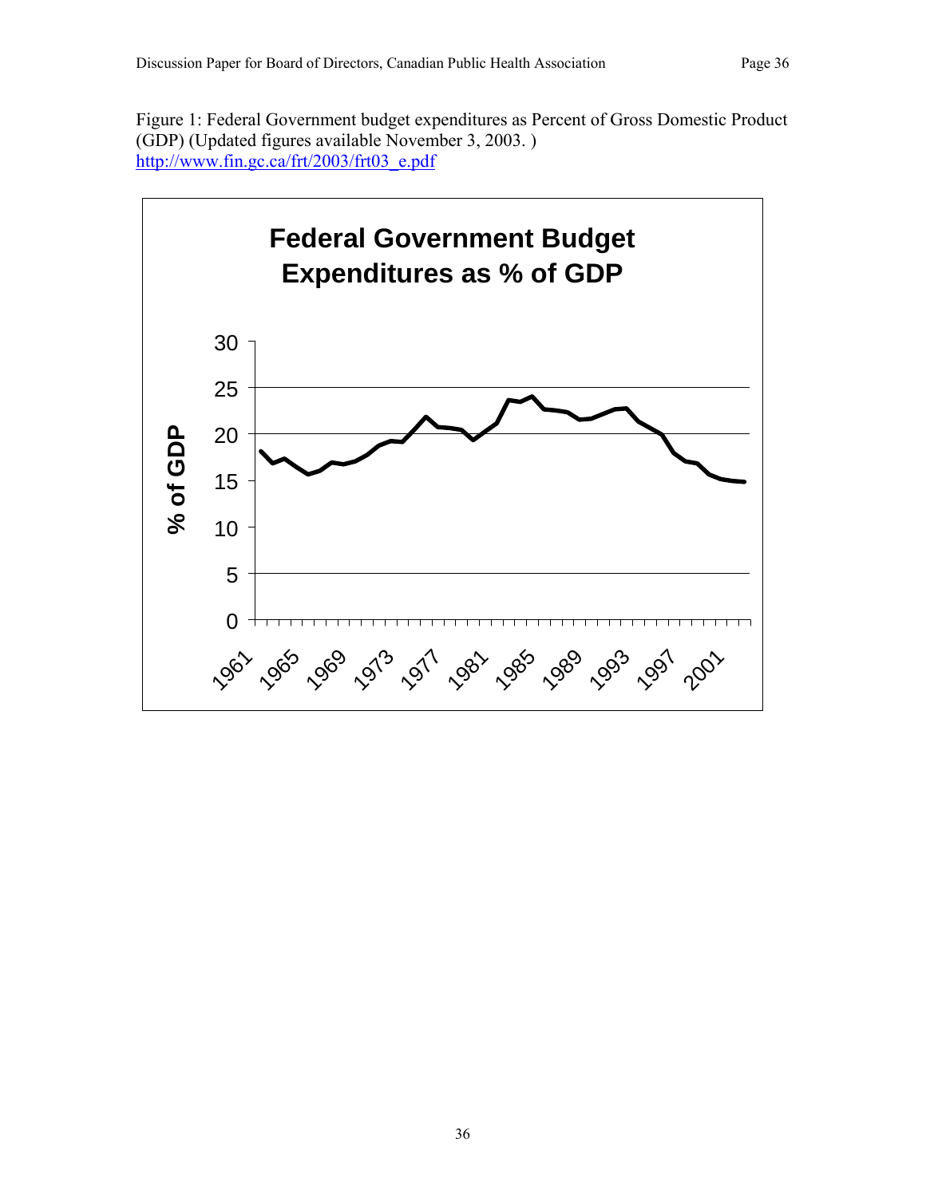Figure 1: Federal Government budget expenditures as Percent of Gross Domestic Product (GDP) (Updated figures available November 3, 2003. )
http://www.fin.gc.ca/frt/2003/frt03_e.pdf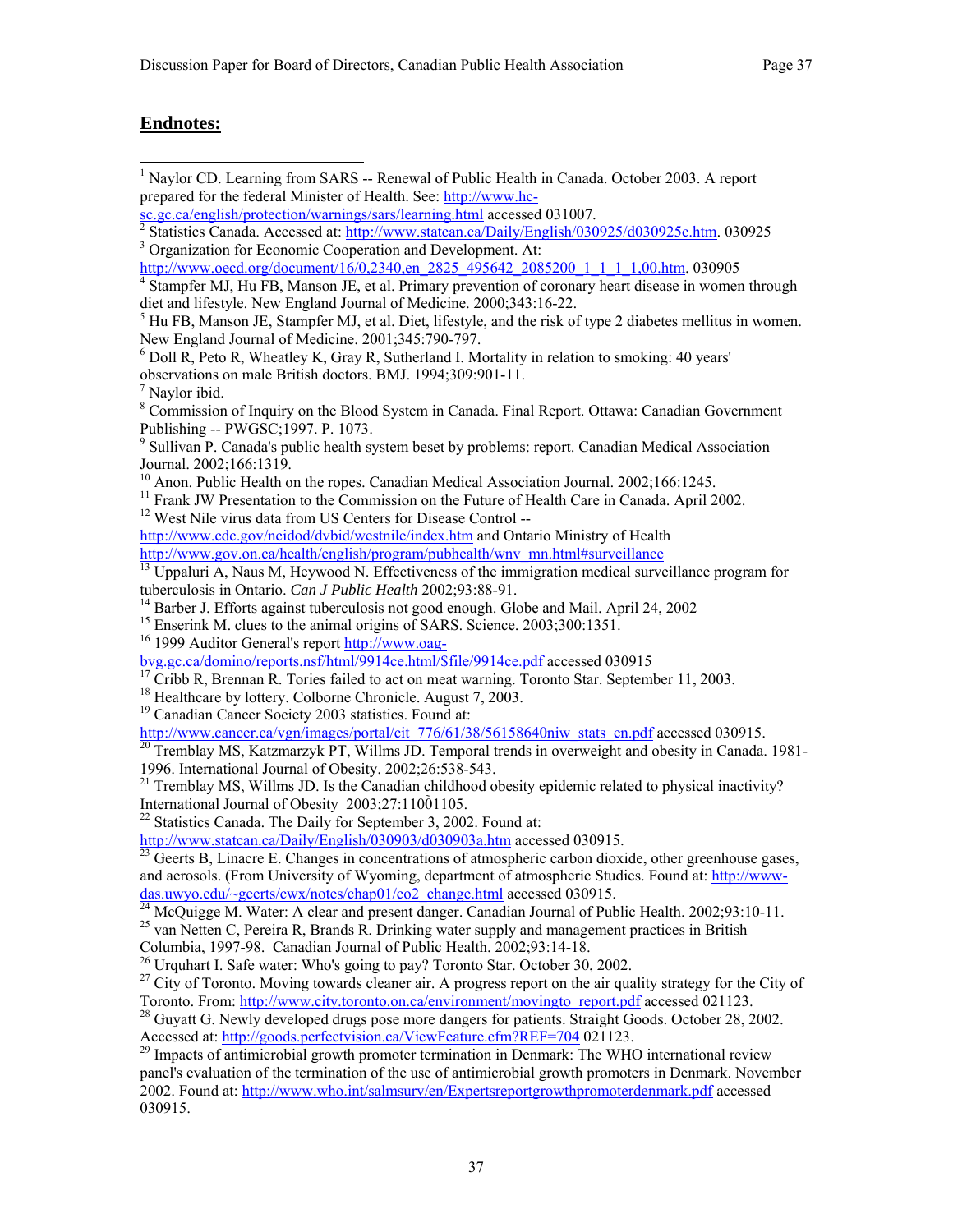## Endnotes:

[1] Naylor CD. Learning from SARS -- Renewal of Public Health in Canada. October 2003. A report prepared for the federal Minister of Health. See: http://www.hc-sc.gc.ca/english/protection/warnings/sars/learning.html accessed 031007.

[2] Statistics Canada. Accessed at: http://www.statcan.ca/Daily/English/030925/d030925c.htm. 030925

[3] Organization for Economic Cooperation and Development. At: http://www.oecd.org/document/16/0,2340,en_2825_495642_2085200_1_1_1_1,00.htm. 030905

[4] Stampfer MJ, Hu FB, Manson JE, et al. Primary prevention of coronary heart disease in women through diet and lifestyle. New England Journal of Medicine. 2000;343:16-22.

[5] Hu FB, Manson JE, Stampfer MJ, et al. Diet, lifestyle, and the risk of type 2 diabetes mellitus in women. New England Journal of Medicine. 2001;345:790-797.

[6] Doll R, Peto R, Wheatley K, Gray R, Sutherland I. Mortality in relation to smoking: 40 years' observations on male British doctors. BMJ. 1994;309:901-11.

[7] Naylor ibid.

[8] Commission of Inquiry on the Blood System in Canada. Final Report. Ottawa: Canadian Government Publishing -- PWGSC;1997. P. 1073.

[9] Sullivan P. Canada's public health system beset by problems: report. Canadian Medical Association Journal. 2002;166:1319.

[10] Anon. Public Health on the ropes. Canadian Medical Association Journal. 2002;166:1245.

[11] Frank JW Presentation to the Commission on the Future of Health Care in Canada. April 2002.

[12] West Nile virus data from US Centers for Disease Control -- http://www.cdc.gov/ncidod/dvbid/westnile/index.htm and Ontario Ministry of Health http://www.gov.on.ca/health/english/program/pubhealth/wnv_mn.html#surveillance

[13] Uppaluri A, Naus M, Heywood N. Effectiveness of the immigration medical surveillance program for tuberculosis in Ontario. *Can J Public Health* 2002;93:88-91.

[14] Barber J. Efforts against tuberculosis not good enough. Globe and Mail. April 24, 2002

[15] Enserink M. clues to the animal origins of SARS. Science. 2003;300:1351.

[16] 1999 Auditor General's report http://www.oag-bvg.gc.ca/domino/reports.nsf/html/9914ce.html/$file/9914ce.pdf accessed 030915

[17] Cribb R, Brennan R. Tories failed to act on meat warning. Toronto Star. September 11, 2003.

[18] Healthcare by lottery. Colborne Chronicle. August 7, 2003.

[19] Canadian Cancer Society 2003 statistics. Found at: http://www.cancer.ca/vgn/images/portal/cit_776/61/38/56158640niw_stats_en.pdf accessed 030915.

[20] Tremblay MS, Katzmarzyk PT, Willms JD. Temporal trends in overweight and obesity in Canada. 1981-1996. International Journal of Obesity. 2002;26:538-543.

[21] Tremblay MS, Willms JD. Is the Canadian childhood obesity epidemic related to physical inactivity? International Journal of Obesity 2003;27:11001105.

[22] Statistics Canada. The Daily for September 3, 2002. Found at: http://www.statcan.ca/Daily/English/030903/d030903a.htm accessed 030915.

[23] Geerts B, Linacre E. Changes in concentrations of atmospheric carbon dioxide, other greenhouse gases, and aerosols. (From University of Wyoming, department of atmospheric Studies. Found at: http://www-das.uwyo.edu/~geerts/cwx/notes/chap01/co2_change.html accessed 030915.

[24] McQuigge M. Water: A clear and present danger. Canadian Journal of Public Health. 2002;93:10-11.

[25] van Netten C, Pereira R, Brands R. Drinking water supply and management practices in British Columbia, 1997-98. Canadian Journal of Public Health. 2002;93:14-18.

[26] Urquhart I. Safe water: Who's going to pay? Toronto Star. October 30, 2002.

[27] City of Toronto. Moving towards cleaner air. A progress report on the air quality strategy for the City of Toronto. From: http://www.city.toronto.on.ca/environment/movingto_report.pdf accessed 021123.

[28] Guyatt G. Newly developed drugs pose more dangers for patients. Straight Goods. October 28, 2002. Accessed at: http://goods.perfectvision.ca/ViewFeature.cfm?REF=704 021123.

[29] Impacts of antimicrobial growth promoter termination in Denmark: The WHO international review panel's evaluation of the termination of the use of antimicrobial growth promoters in Denmark. November 2002. Found at: http://www.who.int/salmsurv/en/Expertsreportgrowthpromoterdenmark.pdf accessed 030915.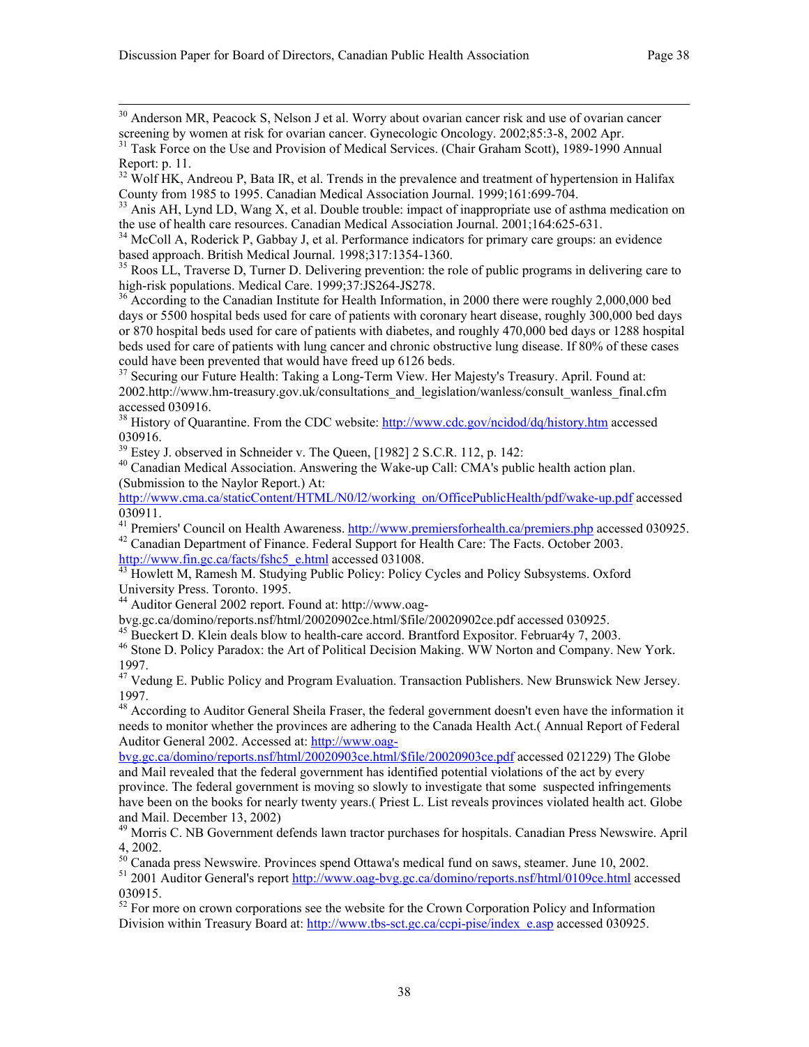[30] Anderson MR, Peacock S, Nelson J et al. Worry about ovarian cancer risk and use of ovarian cancer screening by women at risk for ovarian cancer. Gynecologic Oncology. 2002;85:3-8, 2002 Apr.

[31] Task Force on the Use and Provision of Medical Services. (Chair Graham Scott), 1989-1990 Annual Report: p. 11.

[32] Wolf HK, Andreou P, Bata IR, et al. Trends in the prevalence and treatment of hypertension in Halifax County from 1985 to 1995. Canadian Medical Association Journal. 1999;161:699-704.

[33] Anis AH, Lynd LD, Wang X, et al. Double trouble: impact of inappropriate use of asthma medication on the use of health care resources. Canadian Medical Association Journal. 2001;164:625-631.

[34] McColl A, Roderick P, Gabbay J, et al. Performance indicators for primary care groups: an evidence based approach. British Medical Journal. 1998;317:1354-1360.

[35] Roos LL, Traverse D, Turner D. Delivering prevention: the role of public programs in delivering care to high-risk populations. Medical Care. 1999;37:JS264-JS278.

[36] According to the Canadian Institute for Health Information, in 2000 there were roughly 2,000,000 bed days or 5500 hospital beds used for care of patients with coronary heart disease, roughly 300,000 bed days or 870 hospital beds used for care of patients with diabetes, and roughly 470,000 bed days or 1288 hospital beds used for care of patients with lung cancer and chronic obstructive lung disease. If 80% of these cases could have been prevented that would have freed up 6126 beds.

[37] Securing our Future Health: Taking a Long-Term View. Her Majesty's Treasury. April. Found at: 2002.http://www.hm-treasury.gov.uk/consultations_and_legislation/wanless/consult_wanless_final.cfm accessed 030916.

[38] History of Quarantine. From the CDC website: http://www.cdc.gov/ncidod/dq/history.htm accessed 030916.

[39] Estey J. observed in Schneider v. The Queen, [1982] 2 S.C.R. 112, p. 142:

[40] Canadian Medical Association. Answering the Wake-up Call: CMA's public health action plan. (Submission to the Naylor Report.) At: http://www.cma.ca/staticContent/HTML/N0/l2/working_on/OfficePublicHealth/pdf/wake-up.pdf accessed 030911.

[41] Premiers' Council on Health Awareness. http://www.premiersforhealth.ca/premiers.php accessed 030925.

[42] Canadian Department of Finance. Federal Support for Health Care: The Facts. October 2003. http://www.fin.gc.ca/facts/fshc5_e.html accessed 031008.

[43] Howlett M, Ramesh M. Studying Public Policy: Policy Cycles and Policy Subsystems. Oxford University Press. Toronto. 1995.

[44] Auditor General 2002 report. Found at: http://www.oag-bvg.gc.ca/domino/reports.nsf/html/20020902ce.html/$file/20020902ce.pdf accessed 030925.

[45] Bueckert D. Klein deals blow to health-care accord. Brantford Expositor. Februar4y 7, 2003.

[46] Stone D. Policy Paradox: the Art of Political Decision Making. WW Norton and Company. New York. 1997.

[47] Vedung E. Public Policy and Program Evaluation. Transaction Publishers. New Brunswick New Jersey. 1997.

[48] According to Auditor General Sheila Fraser, the federal government doesn't even have the information it needs to monitor whether the provinces are adhering to the Canada Health Act.( Annual Report of Federal Auditor General 2002. Accessed at: http://www.oag-bvg.gc.ca/domino/reports.nsf/html/20020903ce.html/$file/20020903ce.pdf accessed 021229) The Globe and Mail revealed that the federal government has identified potential violations of the act by every province. The federal government is moving so slowly to investigate that some suspected infringements have been on the books for nearly twenty years.( Priest L. List reveals provinces violated health act. Globe and Mail. December 13, 2002)

[49] Morris C. NB Government defends lawn tractor purchases for hospitals. Canadian Press Newswire. April 4, 2002.

[50] Canada press Newswire. Provinces spend Ottawa's medical fund on saws, steamer. June 10, 2002.

[51] 2001 Auditor General's report http://www.oag-bvg.gc.ca/domino/reports.nsf/html/0109ce.html accessed 030915.

[52] For more on crown corporations see the website for the Crown Corporation Policy and Information Division within Treasury Board at: http://www.tbs-sct.gc.ca/ccpi-pise/index_e.asp accessed 030925.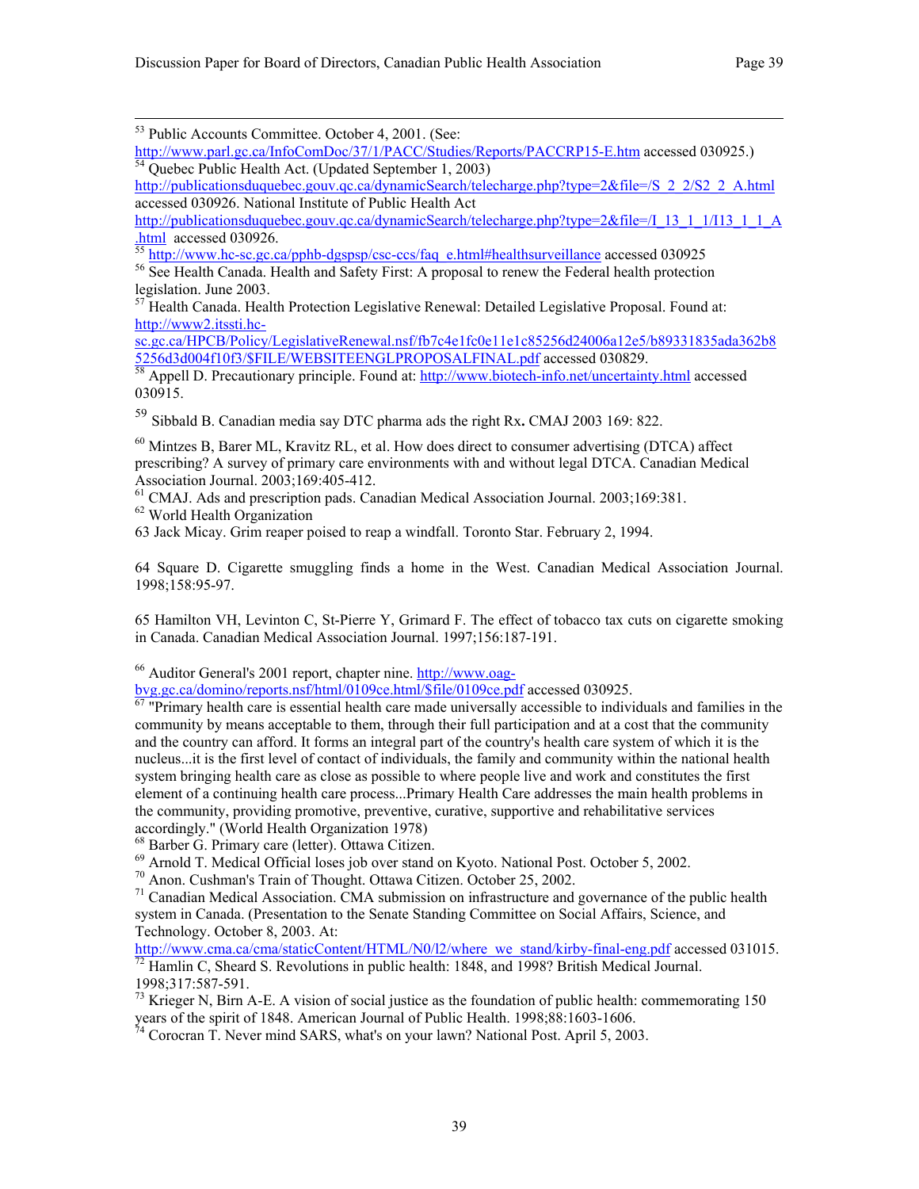[53] Public Accounts Committee. October 4, 2001. (See: http://www.parl.gc.ca/InfoComDoc/37/1/PACC/Studies/Reports/PACCRP15-E.htm accessed 030925.)

[54] Quebec Public Health Act. (Updated September 1, 2003) http://publicationsduquebec.gouv.qc.ca/dynamicSearch/telecharge.php?type=2&file=/S_2_2/S2_2_A.html accessed 030926. National Institute of Public Health Act http://publicationsduquebec.gouv.qc.ca/dynamicSearch/telecharge.php?type=2&file=/I_13_1_1/I13_1_1_A.html accessed 030926.

[55] http://www.hc-sc.gc.ca/pphb-dgspsp/csc-ccs/faq_e.html#healthsurveillance accessed 030925

[56] See Health Canada. Health and Safety First: A proposal to renew the Federal health protection legislation. June 2003.

[57] Health Canada. Health Protection Legislative Renewal: Detailed Legislative Proposal. Found at: http://www2.itssti.hc-sc.gc.ca/HPCB/Policy/LegislativeRenewal.nsf/fb7c4e1fc0e11e1c85256d24006a12e5/b89331835ada362b85256d3d004f10f3/$FILE/WEBSITEENGLPROPOSALFINAL.pdf accessed 030829.

[58] Appell D. Precautionary principle. Found at: http://www.biotech-info.net/uncertainty.html accessed 030915.

[59] Sibbald B. Canadian media say DTC pharma ads the right Rx**.** CMAJ 2003 169: 822.

[60] Mintzes B, Barer ML, Kravitz RL, et al. How does direct to consumer advertising (DTCA) affect prescribing? A survey of primary care environments with and without legal DTCA. Canadian Medical Association Journal. 2003;169:405-412.

[61] CMAJ. Ads and prescription pads. Canadian Medical Association Journal. 2003;169:381.

[62] World Health Organization

63 Jack Micay. Grim reaper poised to reap a windfall. Toronto Star. February 2, 1994.

64 Square D. Cigarette smuggling finds a home in the West. Canadian Medical Association Journal. 1998;158:95-97.

65 Hamilton VH, Levinton C, St-Pierre Y, Grimard F. The effect of tobacco tax cuts on cigarette smoking in Canada. Canadian Medical Association Journal. 1997;156:187-191.

[66] Auditor General's 2001 report, chapter nine. http://www.oag-bvg.gc.ca/domino/reports.nsf/html/0109ce.html/$file/0109ce.pdf accessed 030925.

[67] "Primary health care is essential health care made universally accessible to individuals and families in the community by means acceptable to them, through their full participation and at a cost that the community and the country can afford. It forms an integral part of the country's health care system of which it is the nucleus...it is the first level of contact of individuals, the family and community within the national health system bringing health care as close as possible to where people live and work and constitutes the first element of a continuing health care process...Primary Health Care addresses the main health problems in the community, providing promotive, preventive, curative, supportive and rehabilitative services accordingly." (World Health Organization 1978)

[68] Barber G. Primary care (letter). Ottawa Citizen.

[69] Arnold T. Medical Official loses job over stand on Kyoto. National Post. October 5, 2002.

[70] Anon. Cushman's Train of Thought. Ottawa Citizen. October 25, 2002.

[71] Canadian Medical Association. CMA submission on infrastructure and governance of the public health system in Canada. (Presentation to the Senate Standing Committee on Social Affairs, Science, and Technology. October 8, 2003. At: http://www.cma.ca/cma/staticContent/HTML/N0/l2/where_we_stand/kirby-final-eng.pdf accessed 031015.

[72] Hamlin C, Sheard S. Revolutions in public health: 1848, and 1998? British Medical Journal. 1998;317:587-591.

[73] Krieger N, Birn A-E. A vision of social justice as the foundation of public health: commemorating 150 years of the spirit of 1848. American Journal of Public Health. 1998;88:1603-1606.

[74] Corocran T. Never mind SARS, what's on your lawn? National Post. April 5, 2003.